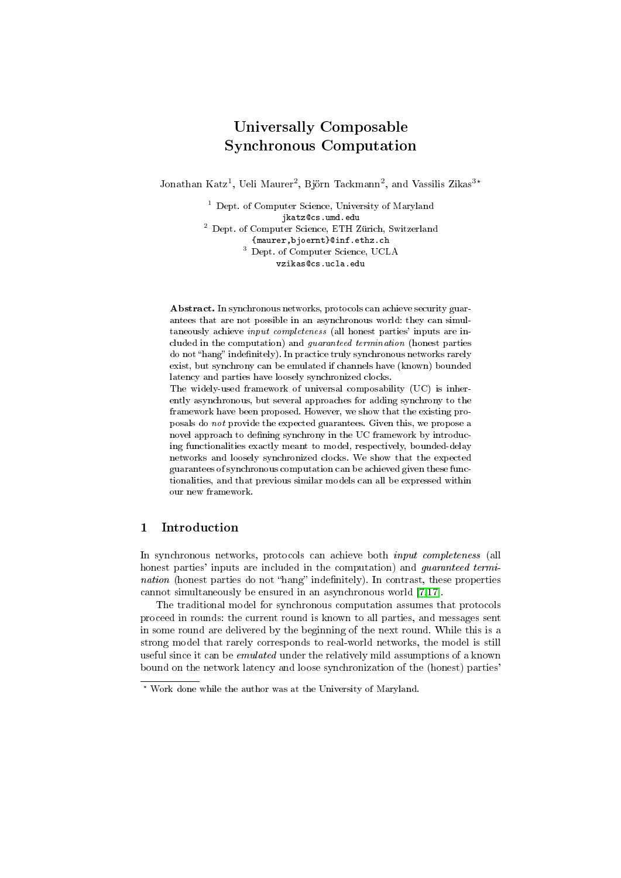# Universally Composable Synchronous Computation

Jonathan Katz[1], Ueli Maurer[2], Björn Tackmann[2], and Vassilis Zikas[3]*

[1] Dept. of Computer Science, University of Maryland
jkatz@cs.umd.edu

[2] Dept. of Computer Science, ETH Zürich, Switzerland
{maurer,bjoernt}@inf.ethz.ch

[3] Dept. of Computer Science, UCLA
vzikas@cs.ucla.edu

**Abstract.** In synchronous networks, protocols can achieve security guarantees that are not possible in an asynchronous world: they can simultaneously achieve *input completeness* (all honest parties' inputs are included in the computation) and *guaranteed termination* (honest parties do not "hang" indefinitely). In practice truly synchronous networks rarely exist, but synchrony can be emulated if channels have (known) bounded latency and parties have loosely synchronized clocks.

The widely-used framework of universal composability (UC) is inherently asynchronous, but several approaches for adding synchrony to the framework have been proposed. However, we show that the existing proposals do *not* provide the expected guarantees. Given this, we propose a novel approach to defining synchrony in the UC framework by introducing functionalities exactly meant to model, respectively, bounded-delay networks and loosely synchronized clocks. We show that the expected guarantees of synchronous computation can be achieved given these functionalities, and that previous similar models can all be expressed within our new framework.

## 1 Introduction

In synchronous networks, protocols can achieve both *input completeness* (all honest parties' inputs are included in the computation) and *guaranteed termination* (honest parties do not "hang" indefinitely). In contrast, these properties cannot simultaneously be ensured in an asynchronous world [7,17].

The traditional model for synchronous computation assumes that protocols proceed in rounds: the current round is known to all parties, and messages sent in some round are delivered by the beginning of the next round. While this is a strong model that rarely corresponds to real-world networks, the model is still useful since it can be *emulated* under the relatively mild assumptions of a known bound on the network latency and loose synchronization of the (honest) parties'

* Work done while the author was at the University of Maryland.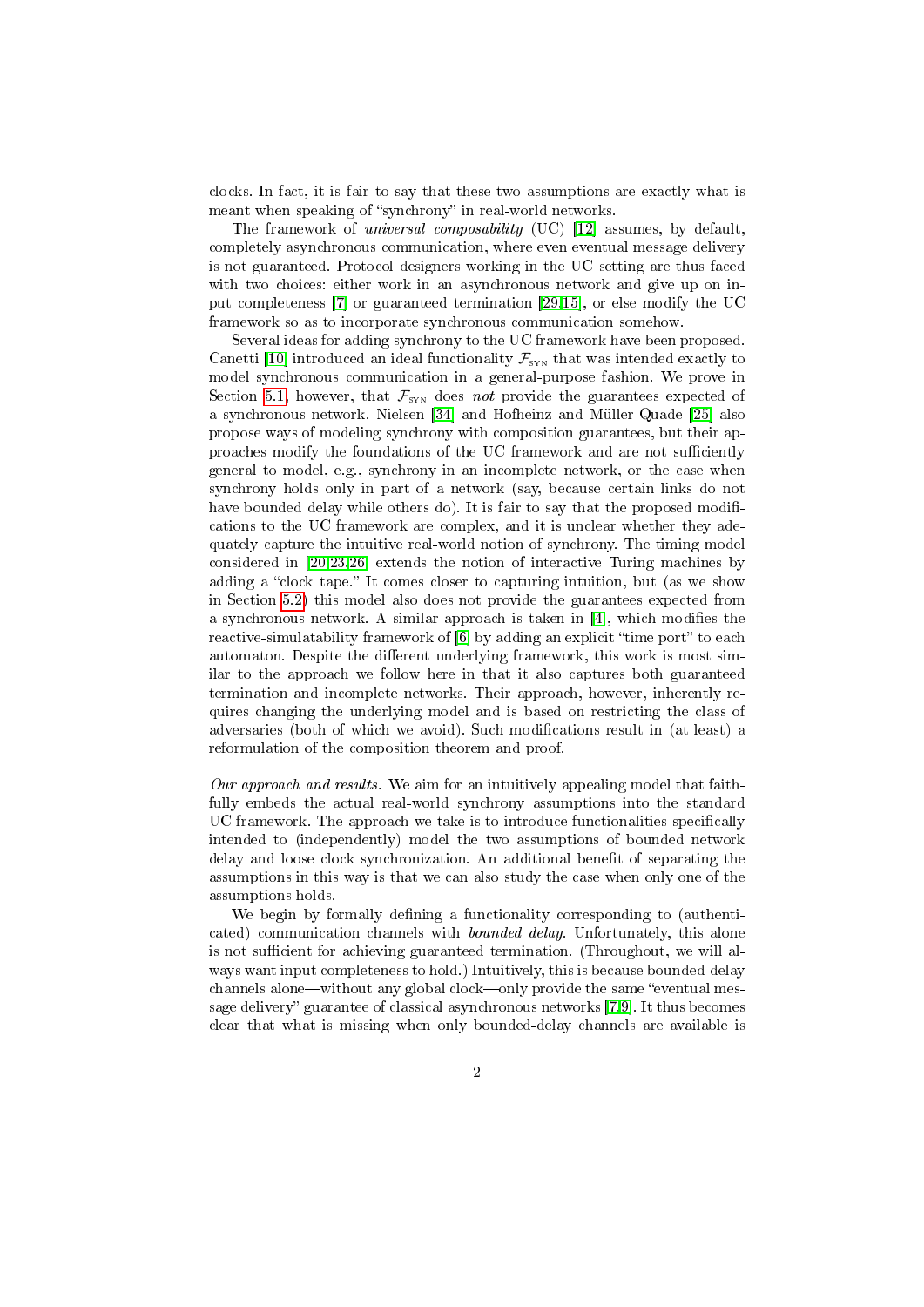clocks. In fact, it is fair to say that these two assumptions are exactly what is meant when speaking of "synchrony" in real-world networks.

The framework of *universal composability* (UC) [12] assumes, by default, completely asynchronous communication, where even eventual message delivery is not guaranteed. Protocol designers working in the UC setting are thus faced with two choices: either work in an asynchronous network and give up on input completeness [7] or guaranteed termination [29,15], or else modify the UC framework so as to incorporate synchronous communication somehow.

Several ideas for adding synchrony to the UC framework have been proposed. Canetti [10] introduced an ideal functionality $\mathcal{F}_{\text{SYN}}$ that was intended exactly to model synchronous communication in a general-purpose fashion. We prove in Section 5.1, however, that $\mathcal{F}_{\text{SYN}}$ does *not* provide the guarantees expected of a synchronous network. Nielsen [34] and Hofheinz and Müller-Quade [25] also propose ways of modeling synchrony with composition guarantees, but their approaches modify the foundations of the UC framework and are not sufficiently general to model, e.g., synchrony in an incomplete network, or the case when synchrony holds only in part of a network (say, because certain links do not have bounded delay while others do). It is fair to say that the proposed modifications to the UC framework are complex, and it is unclear whether they adequately capture the intuitive real-world notion of synchrony. The timing model considered in [20,23,26] extends the notion of interactive Turing machines by adding a "clock tape." It comes closer to capturing intuition, but (as we show in Section 5.2) this model also does not provide the guarantees expected from a synchronous network. A similar approach is taken in [4], which modifies the reactive-simulatability framework of [6] by adding an explicit "time port" to each automaton. Despite the different underlying framework, this work is most similar to the approach we follow here in that it also captures both guaranteed termination and incomplete networks. Their approach, however, inherently requires changing the underlying model and is based on restricting the class of adversaries (both of which we avoid). Such modifications result in (at least) a reformulation of the composition theorem and proof.

*Our approach and results.* We aim for an intuitively appealing model that faithfully embeds the actual real-world synchrony assumptions into the standard UC framework. The approach we take is to introduce functionalities specifically intended to (independently) model the two assumptions of bounded network delay and loose clock synchronization. An additional benefit of separating the assumptions in this way is that we can also study the case when only one of the assumptions holds.

We begin by formally defining a functionality corresponding to (authenticated) communication channels with *bounded delay*. Unfortunately, this alone is not sufficient for achieving guaranteed termination. (Throughout, we will always want input completeness to hold.) Intuitively, this is because bounded-delay channels alone—without any global clock—only provide the same "eventual message delivery" guarantee of classical asynchronous networks [7,9]. It thus becomes clear that what is missing when only bounded-delay channels are available is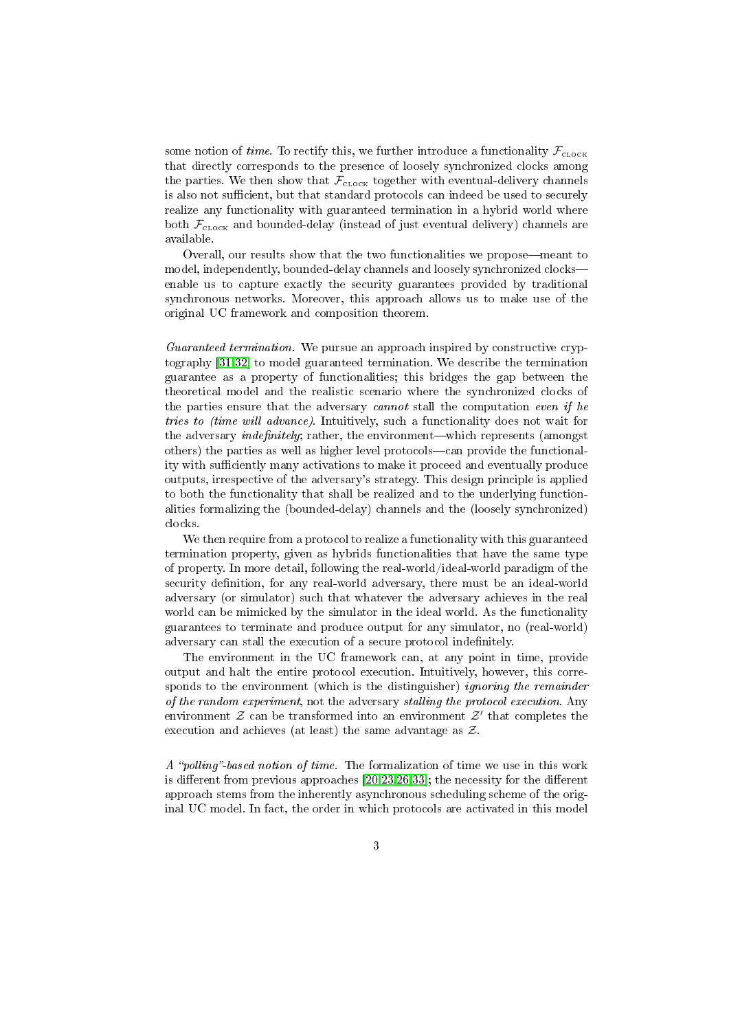some notion of *time*. To rectify this, we further introduce a functionality $\mathcal{F}_{\text{CLOCK}}$ that directly corresponds to the presence of loosely synchronized clocks among the parties. We then show that $\mathcal{F}_{\text{CLOCK}}$ together with eventual-delivery channels is also not sufficient, but that standard protocols can indeed be used to securely realize any functionality with guaranteed termination in a hybrid world where both $\mathcal{F}_{\text{CLOCK}}$ and bounded-delay (instead of just eventual delivery) channels are available.

Overall, our results show that the two functionalities we propose—meant to model, independently, bounded-delay channels and loosely synchronized clocks—enable us to capture exactly the security guarantees provided by traditional synchronous networks. Moreover, this approach allows us to make use of the original UC framework and composition theorem.

*Guaranteed termination.* We pursue an approach inspired by constructive cryptography [31,32] to model guaranteed termination. We describe the termination guarantee as a property of functionalities; this bridges the gap between the theoretical model and the realistic scenario where the synchronized clocks of the parties ensure that the adversary *cannot* stall the computation *even if he tries to (time will advance)*. Intuitively, such a functionality does not wait for the adversary *indefinitely*; rather, the environment—which represents (amongst others) the parties as well as higher level protocols—can provide the functionality with sufficiently many activations to make it proceed and eventually produce outputs, irrespective of the adversary's strategy. This design principle is applied to both the functionality that shall be realized and to the underlying functionalities formalizing the (bounded-delay) channels and the (loosely synchronized) clocks.

We then require from a protocol to realize a functionality with this guaranteed termination property, given as hybrids functionalities that have the same type of property. In more detail, following the real-world/ideal-world paradigm of the security definition, for any real-world adversary, there must be an ideal-world adversary (or simulator) such that whatever the adversary achieves in the real world can be mimicked by the simulator in the ideal world. As the functionality guarantees to terminate and produce output for any simulator, no (real-world) adversary can stall the execution of a secure protocol indefinitely.

The environment in the UC framework can, at any point in time, provide output and halt the entire protocol execution. Intuitively, however, this corresponds to the environment (which is the distinguisher) *ignoring the remainder of the random experiment*, not the adversary *stalling the protocol execution*. Any environment $\mathcal{Z}$ can be transformed into an environment $\mathcal{Z}'$ that completes the execution and achieves (at least) the same advantage as $\mathcal{Z}$.

*A "polling"-based notion of time.* The formalization of time we use in this work is different from previous approaches [20,23,26,33]; the necessity for the different approach stems from the inherently asynchronous scheduling scheme of the original UC model. In fact, the order in which protocols are activated in this model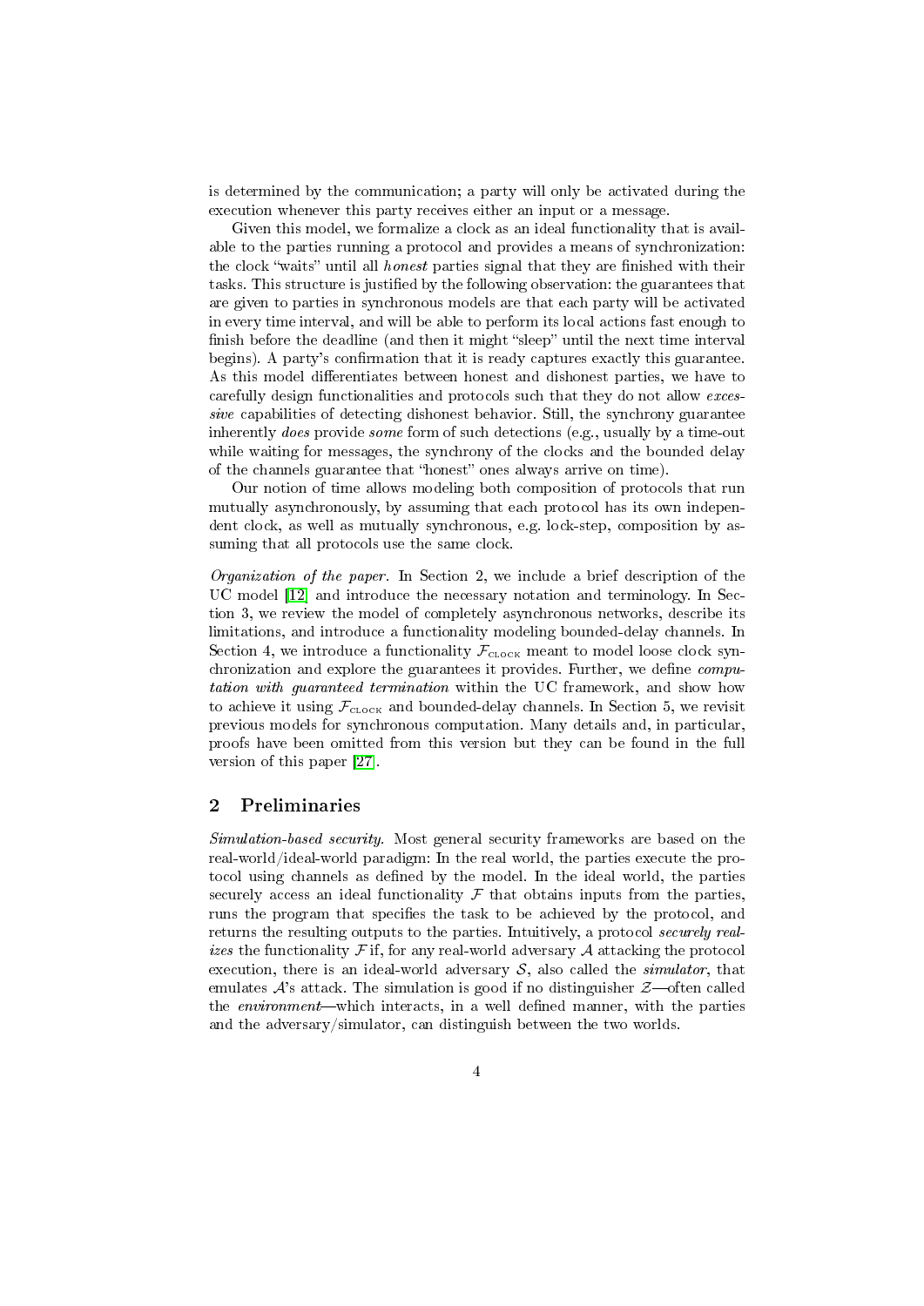is determined by the communication; a party will only be activated during the execution whenever this party receives either an input or a message.

Given this model, we formalize a clock as an ideal functionality that is available to the parties running a protocol and provides a means of synchronization: the clock "waits" until all *honest* parties signal that they are finished with their tasks. This structure is justified by the following observation: the guarantees that are given to parties in synchronous models are that each party will be activated in every time interval, and will be able to perform its local actions fast enough to finish before the deadline (and then it might "sleep" until the next time interval begins). A party's confirmation that it is ready captures exactly this guarantee. As this model differentiates between honest and dishonest parties, we have to carefully design functionalities and protocols such that they do not allow *excessive* capabilities of detecting dishonest behavior. Still, the synchrony guarantee inherently *does* provide *some* form of such detections (e.g., usually by a time-out while waiting for messages, the synchrony of the clocks and the bounded delay of the channels guarantee that "honest" ones always arrive on time).

Our notion of time allows modeling both composition of protocols that run mutually asynchronously, by assuming that each protocol has its own independent clock, as well as mutually synchronous, e.g. lock-step, composition by assuming that all protocols use the same clock.

*Organization of the paper.* In Section 2, we include a brief description of the UC model [12] and introduce the necessary notation and terminology. In Section 3, we review the model of completely asynchronous networks, describe its limitations, and introduce a functionality modeling bounded-delay channels. In Section 4, we introduce a functionality $\mathcal{F}_{\text{CLOCK}}$ meant to model loose clock synchronization and explore the guarantees it provides. Further, we define *computation with guaranteed termination* within the UC framework, and show how to achieve it using $\mathcal{F}_{\text{CLOCK}}$ and bounded-delay channels. In Section 5, we revisit previous models for synchronous computation. Many details and, in particular, proofs have been omitted from this version but they can be found in the full version of this paper [27].

## 2 Preliminaries

*Simulation-based security.* Most general security frameworks are based on the real-world/ideal-world paradigm: In the real world, the parties execute the protocol using channels as defined by the model. In the ideal world, the parties securely access an ideal functionality $\mathcal{F}$ that obtains inputs from the parties, runs the program that specifies the task to be achieved by the protocol, and returns the resulting outputs to the parties. Intuitively, a protocol *securely realizes* the functionality $\mathcal{F}$ if, for any real-world adversary $\mathcal{A}$ attacking the protocol execution, there is an ideal-world adversary $\mathcal{S}$, also called the *simulator*, that emulates $\mathcal{A}$'s attack. The simulation is good if no distinguisher $\mathcal{Z}$—often called the *environment*—which interacts, in a well defined manner, with the parties and the adversary/simulator, can distinguish between the two worlds.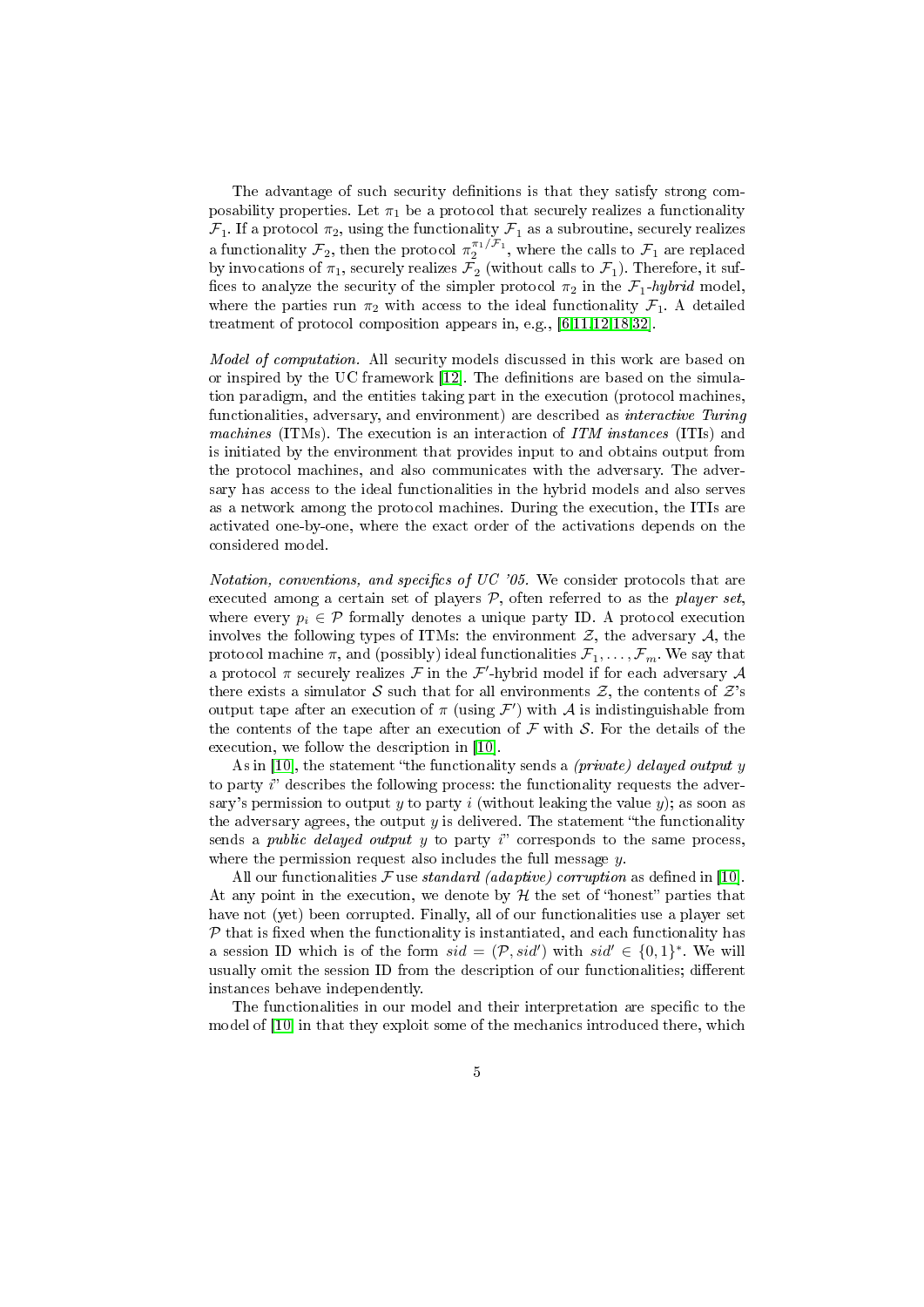The advantage of such security definitions is that they satisfy strong composability properties. Let $\pi_1$ be a protocol that securely realizes a functionality $\mathcal{F}_1$. If a protocol $\pi_2$, using the functionality $\mathcal{F}_1$ as a subroutine, securely realizes a functionality $\mathcal{F}_2$, then the protocol $\pi_2^{\pi_1/\mathcal{F}_1}$, where the calls to $\mathcal{F}_1$ are replaced by invocations of $\pi_1$, securely realizes $\mathcal{F}_2$ (without calls to $\mathcal{F}_1$). Therefore, it suffices to analyze the security of the simpler protocol $\pi_2$ in the $\mathcal{F}_1$-*hybrid* model, where the parties run $\pi_2$ with access to the ideal functionality $\mathcal{F}_1$. A detailed treatment of protocol composition appears in, e.g., [6,11,12,18,32].

*Model of computation.* All security models discussed in this work are based on or inspired by the UC framework [12]. The definitions are based on the simulation paradigm, and the entities taking part in the execution (protocol machines, functionalities, adversary, and environment) are described as *interactive Turing machines* (ITMs). The execution is an interaction of *ITM instances* (ITIs) and is initiated by the environment that provides input to and obtains output from the protocol machines, and also communicates with the adversary. The adversary has access to the ideal functionalities in the hybrid models and also serves as a network among the protocol machines. During the execution, the ITIs are activated one-by-one, where the exact order of the activations depends on the considered model.

*Notation, conventions, and specifics of UC '05.* We consider protocols that are executed among a certain set of players $\mathcal{P}$, often referred to as the *player set*, where every $p_i \in \mathcal{P}$ formally denotes a unique party ID. A protocol execution involves the following types of ITMs: the environment $\mathcal{Z}$, the adversary $\mathcal{A}$, the protocol machine $\pi$, and (possibly) ideal functionalities $\mathcal{F}_1, \ldots, \mathcal{F}_m$. We say that a protocol $\pi$ securely realizes $\mathcal{F}$ in the $\mathcal{F}'$-hybrid model if for each adversary $\mathcal{A}$ there exists a simulator $\mathcal{S}$ such that for all environments $\mathcal{Z}$, the contents of $\mathcal{Z}$'s output tape after an execution of $\pi$ (using $\mathcal{F}'$) with $\mathcal{A}$ is indistinguishable from the contents of the tape after an execution of $\mathcal{F}$ with $\mathcal{S}$. For the details of the execution, we follow the description in [10].

As in [10], the statement "the functionality sends a *(private) delayed output* $y$ to party $i$" describes the following process: the functionality requests the adversary's permission to output $y$ to party $i$ (without leaking the value $y$); as soon as the adversary agrees, the output $y$ is delivered. The statement "the functionality sends a *public delayed output* $y$ to party $i$" corresponds to the same process, where the permission request also includes the full message $y$.

All our functionalities $\mathcal{F}$ use *standard (adaptive) corruption* as defined in [10]. At any point in the execution, we denote by $\mathcal{H}$ the set of "honest" parties that have not (yet) been corrupted. Finally, all of our functionalities use a player set $\mathcal{P}$ that is fixed when the functionality is instantiated, and each functionality has a session ID which is of the form $sid = (\mathcal{P}, sid')$ with $sid' \in \{0,1\}^*$. We will usually omit the session ID from the description of our functionalities; different instances behave independently.

The functionalities in our model and their interpretation are specific to the model of [10] in that they exploit some of the mechanics introduced there, which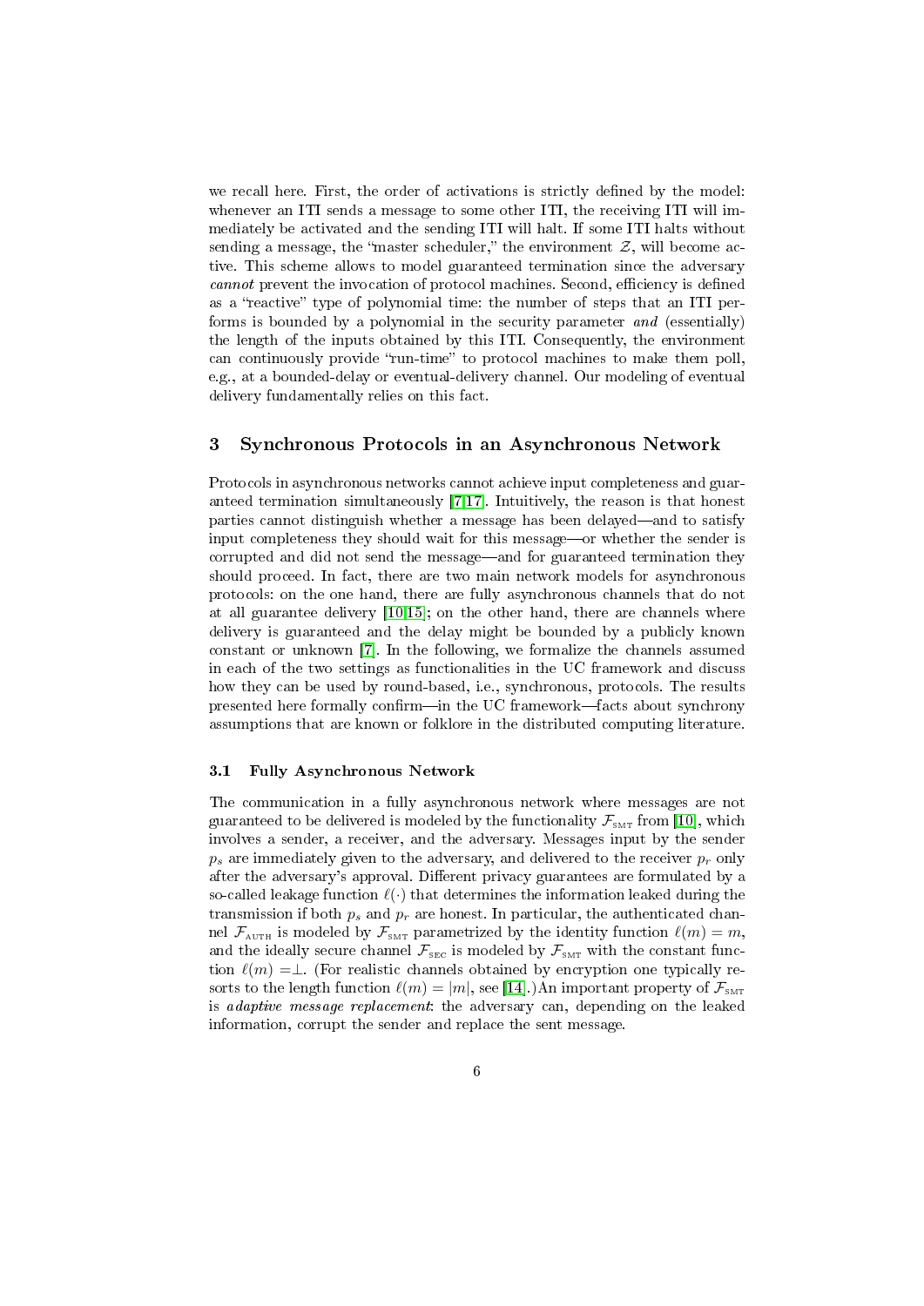we recall here. First, the order of activations is strictly defined by the model: whenever an ITI sends a message to some other ITI, the receiving ITI will immediately be activated and the sending ITI will halt. If some ITI halts without sending a message, the "master scheduler," the environment $\mathcal{Z}$, will become active. This scheme allows to model guaranteed termination since the adversary *cannot* prevent the invocation of protocol machines. Second, efficiency is defined as a "reactive" type of polynomial time: the number of steps that an ITI performs is bounded by a polynomial in the security parameter *and* (essentially) the length of the inputs obtained by this ITI. Consequently, the environment can continuously provide "run-time" to protocol machines to make them poll, e.g., at a bounded-delay or eventual-delivery channel. Our modeling of eventual delivery fundamentally relies on this fact.

## 3 Synchronous Protocols in an Asynchronous Network

Protocols in asynchronous networks cannot achieve input completeness and guaranteed termination simultaneously [7,17]. Intuitively, the reason is that honest parties cannot distinguish whether a message has been delayed—and to satisfy input completeness they should wait for this message—or whether the sender is corrupted and did not send the message—and for guaranteed termination they should proceed. In fact, there are two main network models for asynchronous protocols: on the one hand, there are fully asynchronous channels that do not at all guarantee delivery [10,15]; on the other hand, there are channels where delivery is guaranteed and the delay might be bounded by a publicly known constant or unknown [7]. In the following, we formalize the channels assumed in each of the two settings as functionalities in the UC framework and discuss how they can be used by round-based, i.e., synchronous, protocols. The results presented here formally confirm—in the UC framework—facts about synchrony assumptions that are known or folklore in the distributed computing literature.

### 3.1 Fully Asynchronous Network

The communication in a fully asynchronous network where messages are not guaranteed to be delivered is modeled by the functionality $\mathcal{F}_{\text{SMT}}$ from [10], which involves a sender, a receiver, and the adversary. Messages input by the sender $p_s$ are immediately given to the adversary, and delivered to the receiver $p_r$ only after the adversary's approval. Different privacy guarantees are formulated by a so-called leakage function $\ell(\cdot)$ that determines the information leaked during the transmission if both $p_s$ and $p_r$ are honest. In particular, the authenticated channel $\mathcal{F}_{\text{AUTH}}$ is modeled by $\mathcal{F}_{\text{SMT}}$ parametrized by the identity function $\ell(m) = m$, and the ideally secure channel $\mathcal{F}_{\text{SEC}}$ is modeled by $\mathcal{F}_{\text{SMT}}$ with the constant function $\ell(m) = \perp$. (For realistic channels obtained by encryption one typically resorts to the length function $\ell(m) = |m|$, see [14].)An important property of $\mathcal{F}_{\text{SMT}}$ is *adaptive message replacement*: the adversary can, depending on the leaked information, corrupt the sender and replace the sent message.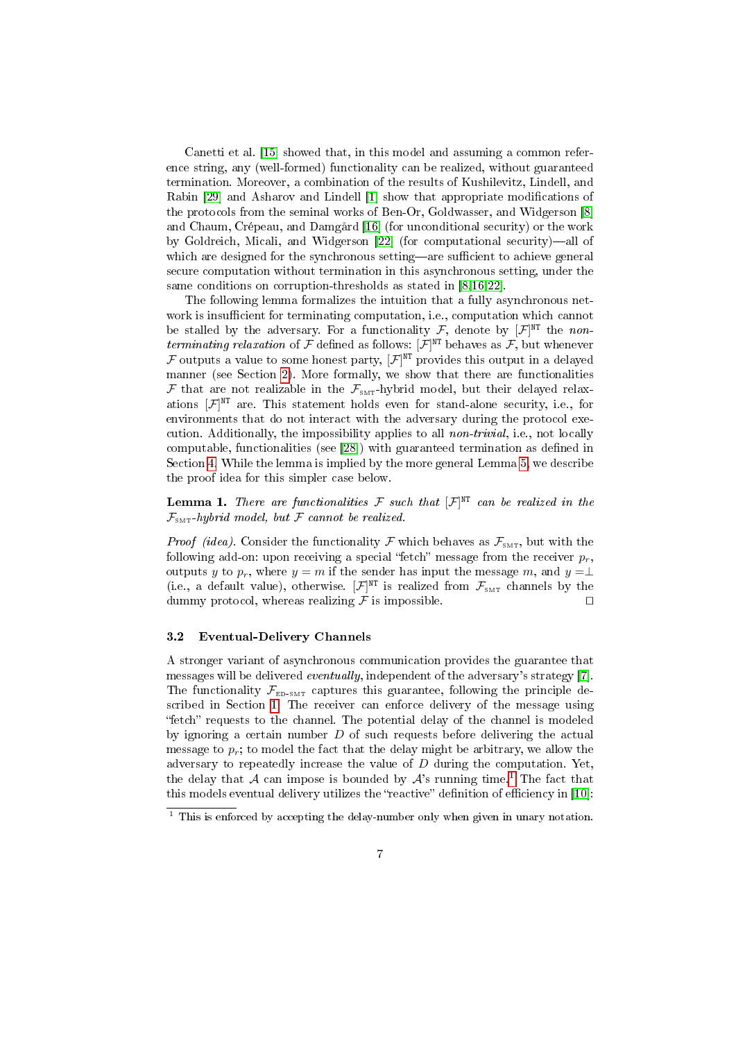Canetti et al. [15] showed that, in this model and assuming a common reference string, any (well-formed) functionality can be realized, without guaranteed termination. Moreover, a combination of the results of Kushilevitz, Lindell, and Rabin [29] and Asharov and Lindell [1] show that appropriate modifications of the protocols from the seminal works of Ben-Or, Goldwasser, and Widgerson [8] and Chaum, Crépeau, and Damgård [16] (for unconditional security) or the work by Goldreich, Micali, and Widgerson [22] (for computational security)—all of which are designed for the synchronous setting—are sufficient to achieve general secure computation without termination in this asynchronous setting, under the same conditions on corruption-thresholds as stated in [8,16,22].

The following lemma formalizes the intuition that a fully asynchronous network is insufficient for terminating computation, i.e., computation which cannot be stalled by the adversary. For a functionality $\mathcal{F}$, denote by $[\mathcal{F}]^{\texttt{NT}}$ the *non-terminating relaxation* of $\mathcal{F}$ defined as follows: $[\mathcal{F}]^{\texttt{NT}}$ behaves as $\mathcal{F}$, but whenever $\mathcal{F}$ outputs a value to some honest party, $[\mathcal{F}]^{\texttt{NT}}$ provides this output in a delayed manner (see Section 2). More formally, we show that there are functionalities $\mathcal{F}$ that are not realizable in the $\mathcal{F}_{\text{SMT}}$-hybrid model, but their delayed relaxations $[\mathcal{F}]^{\texttt{NT}}$ are. This statement holds even for stand-alone security, i.e., for environments that do not interact with the adversary during the protocol execution. Additionally, the impossibility applies to all *non-trivial*, i.e., not locally computable, functionalities (see [28]) with guaranteed termination as defined in Section 4. While the lemma is implied by the more general Lemma 5, we describe the proof idea for this simpler case below.

**Lemma 1.** *There are functionalities $\mathcal{F}$ such that $[\mathcal{F}]^{\texttt{NT}}$ can be realized in the $\mathcal{F}_{\text{SMT}}$-hybrid model, but $\mathcal{F}$ cannot be realized.*

*Proof (idea).* Consider the functionality $\mathcal{F}$ which behaves as $\mathcal{F}_{\text{SMT}}$, but with the following add-on: upon receiving a special "fetch" message from the receiver $p_r$, outputs $y$ to $p_r$, where $y = m$ if the sender has input the message $m$, and $y = \perp$ (i.e., a default value), otherwise. $[\mathcal{F}]^{\texttt{NT}}$ is realized from $\mathcal{F}_{\text{SMT}}$ channels by the dummy protocol, whereas realizing $\mathcal{F}$ is impossible. □

### 3.2 Eventual-Delivery Channels

A stronger variant of asynchronous communication provides the guarantee that messages will be delivered *eventually*, independent of the adversary's strategy [7]. The functionality $\mathcal{F}_{\text{ED-SMT}}$ captures this guarantee, following the principle described in Section 1. The receiver can enforce delivery of the message using "fetch" requests to the channel. The potential delay of the channel is modeled by ignoring a certain number $D$ of such requests before delivering the actual message to $p_r$; to model the fact that the delay might be arbitrary, we allow the adversary to repeatedly increase the value of $D$ during the computation. Yet, the delay that $\mathcal{A}$ can impose is bounded by $\mathcal{A}$'s running time.[1] The fact that this models eventual delivery utilizes the "reactive" definition of efficiency in [10]:

[1] This is enforced by accepting the delay-number only when given in unary notation.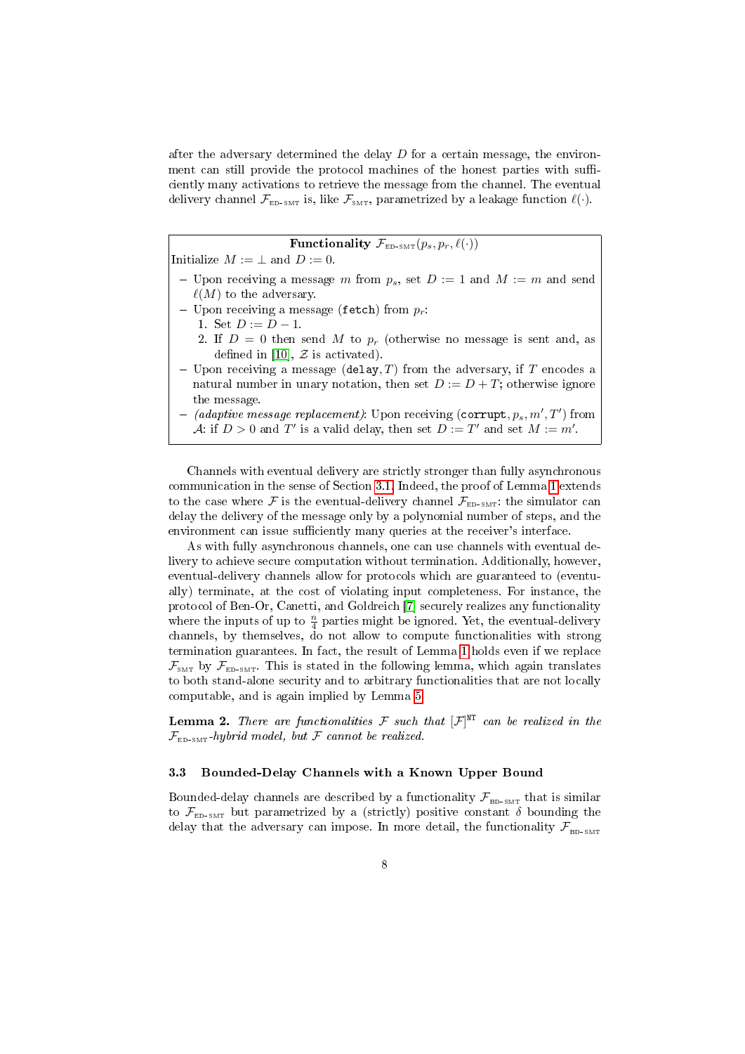after the adversary determined the delay $D$ for a certain message, the environment can still provide the protocol machines of the honest parties with sufficiently many activations to retrieve the message from the channel. The eventual delivery channel $\mathcal{F}_{\text{ED-SMT}}$ is, like $\mathcal{F}_{\text{SMT}}$, parametrized by a leakage function $\ell(\cdot)$.

**Functionality** $\mathcal{F}_{\text{ED-SMT}}(p_s, p_r, \ell(\cdot))$

Initialize $M := \perp$ and $D := 0$.

- Upon receiving a message $m$ from $p_s$, set $D := 1$ and $M := m$ and send $\ell(M)$ to the adversary.
- Upon receiving a message (`fetch`) from $p_r$:
  1. Set $D := D - 1$.
  2. If $D = 0$ then send $M$ to $p_r$ (otherwise no message is sent and, as defined in [10], $\mathcal{Z}$ is activated).
- Upon receiving a message (`delay`, $T$) from the adversary, if $T$ encodes a natural number in unary notation, then set $D := D + T$; otherwise ignore the message.
- *(adaptive message replacement)*: Upon receiving (`corrupt`, $p_s, m', T'$) from $\mathcal{A}$: if $D > 0$ and $T'$ is a valid delay, then set $D := T'$ and set $M := m'$.

Channels with eventual delivery are strictly stronger than fully asynchronous communication in the sense of Section 3.1. Indeed, the proof of Lemma 1 extends to the case where $\mathcal{F}$ is the eventual-delivery channel $\mathcal{F}_{\text{ED-SMT}}$: the simulator can delay the delivery of the message only by a polynomial number of steps, and the environment can issue sufficiently many queries at the receiver's interface.

As with fully asynchronous channels, one can use channels with eventual delivery to achieve secure computation without termination. Additionally, however, eventual-delivery channels allow for protocols which are guaranteed to (eventually) terminate, at the cost of violating input completeness. For instance, the protocol of Ben-Or, Canetti, and Goldreich [7] securely realizes any functionality where the inputs of up to $\frac{n}{4}$ parties might be ignored. Yet, the eventual-delivery channels, by themselves, do not allow to compute functionalities with strong termination guarantees. In fact, the result of Lemma 1 holds even if we replace $\mathcal{F}_{\text{SMT}}$ by $\mathcal{F}_{\text{ED-SMT}}$. This is stated in the following lemma, which again translates to both stand-alone security and to arbitrary functionalities that are not locally computable, and is again implied by Lemma 5.

**Lemma 2.** *There are functionalities $\mathcal{F}$ such that $[\mathcal{F}]^{\text{NT}}$ can be realized in the $\mathcal{F}_{\text{ED-SMT}}$-hybrid model, but $\mathcal{F}$ cannot be realized.*

### 3.3 Bounded-Delay Channels with a Known Upper Bound

Bounded-delay channels are described by a functionality $\mathcal{F}_{\text{BD-SMT}}$ that is similar to $\mathcal{F}_{\text{ED-SMT}}$ but parametrized by a (strictly) positive constant $\delta$ bounding the delay that the adversary can impose. In more detail, the functionality $\mathcal{F}_{\text{BD-SMT}}$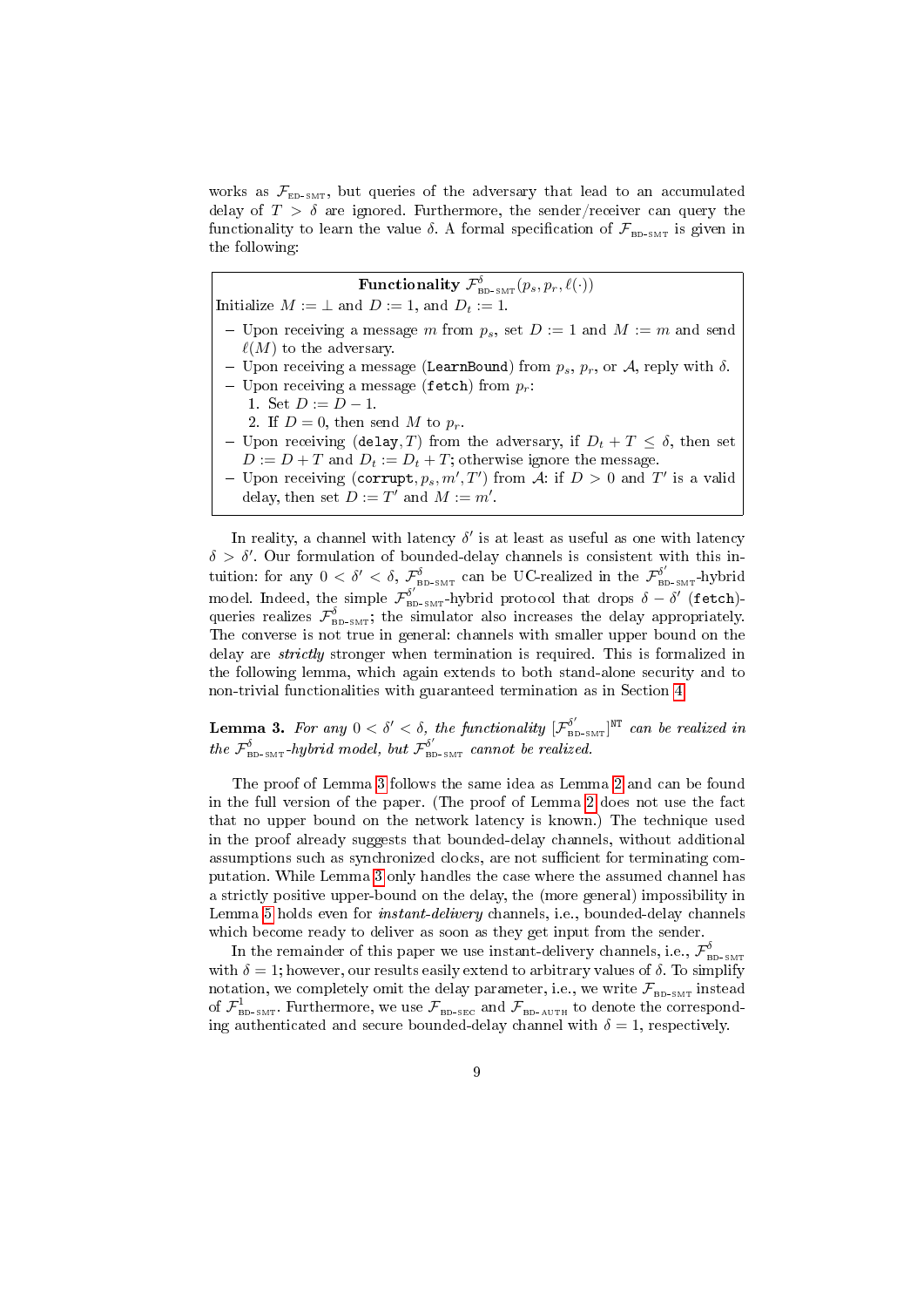works as $\mathcal{F}_{\text{ED-SMT}}$, but queries of the adversary that lead to an accumulated delay of $T > \delta$ are ignored. Furthermore, the sender/receiver can query the functionality to learn the value $\delta$. A formal specification of $\mathcal{F}_{\text{BD-SMT}}$ is given in the following:

---

**Functionality** $\mathcal{F}^{\delta}_{\text{BD-SMT}}(p_s, p_r, \ell(\cdot))$

Initialize $M := \bot$ and $D := 1$, and $D_t := 1$.

- Upon receiving a message $m$ from $p_s$, set $D := 1$ and $M := m$ and send $\ell(M)$ to the adversary.
- Upon receiving a message (`LearnBound`) from $p_s$, $p_r$, or $\mathcal{A}$, reply with $\delta$.
- Upon receiving a message (`fetch`) from $p_r$:
  1. Set $D := D - 1$.
  2. If $D = 0$, then send $M$ to $p_r$.
- Upon receiving (`delay`, $T$) from the adversary, if $D_t + T \leq \delta$, then set $D := D + T$ and $D_t := D_t + T$; otherwise ignore the message.
- Upon receiving (`corrupt`, $p_s, m', T'$) from $\mathcal{A}$: if $D > 0$ and $T'$ is a valid delay, then set $D := T'$ and $M := m'$.

---

In reality, a channel with latency $\delta'$ is at least as useful as one with latency $\delta > \delta'$. Our formulation of bounded-delay channels is consistent with this intuition: for any $0 < \delta' < \delta$, $\mathcal{F}^{\delta}_{\text{BD-SMT}}$ can be UC-realized in the $\mathcal{F}^{\delta'}_{\text{BD-SMT}}$-hybrid model. Indeed, the simple $\mathcal{F}^{\delta'}_{\text{BD-SMT}}$-hybrid protocol that drops $\delta - \delta'$ (`fetch`)-queries realizes $\mathcal{F}^{\delta}_{\text{BD-SMT}}$; the simulator also increases the delay appropriately. The converse is not true in general: channels with smaller upper bound on the delay are *strictly* stronger when termination is required. This is formalized in the following lemma, which again extends to both stand-alone security and to non-trivial functionalities with guaranteed termination as in Section 4.

**Lemma 3.** *For any $0 < \delta' < \delta$, the functionality $[\mathcal{F}^{\delta'}_{\text{BD-SMT}}]^{\text{NT}}$ can be realized in the $\mathcal{F}^{\delta}_{\text{BD-SMT}}$-hybrid model, but $\mathcal{F}^{\delta'}_{\text{BD-SMT}}$ cannot be realized.*

The proof of Lemma 3 follows the same idea as Lemma 2 and can be found in the full version of the paper. (The proof of Lemma 2 does not use the fact that no upper bound on the network latency is known.) The technique used in the proof already suggests that bounded-delay channels, without additional assumptions such as synchronized clocks, are not sufficient for terminating computation. While Lemma 3 only handles the case where the assumed channel has a strictly positive upper-bound on the delay, the (more general) impossibility in Lemma 5 holds even for *instant-delivery* channels, i.e., bounded-delay channels which become ready to deliver as soon as they get input from the sender.

In the remainder of this paper we use instant-delivery channels, i.e., $\mathcal{F}^{\delta}_{\text{BD-SMT}}$ with $\delta = 1$; however, our results easily extend to arbitrary values of $\delta$. To simplify notation, we completely omit the delay parameter, i.e., we write $\mathcal{F}_{\text{BD-SMT}}$ instead of $\mathcal{F}^{1}_{\text{BD-SMT}}$. Furthermore, we use $\mathcal{F}_{\text{BD-SEC}}$ and $\mathcal{F}_{\text{BD-AUTH}}$ to denote the corresponding authenticated and secure bounded-delay channel with $\delta = 1$, respectively.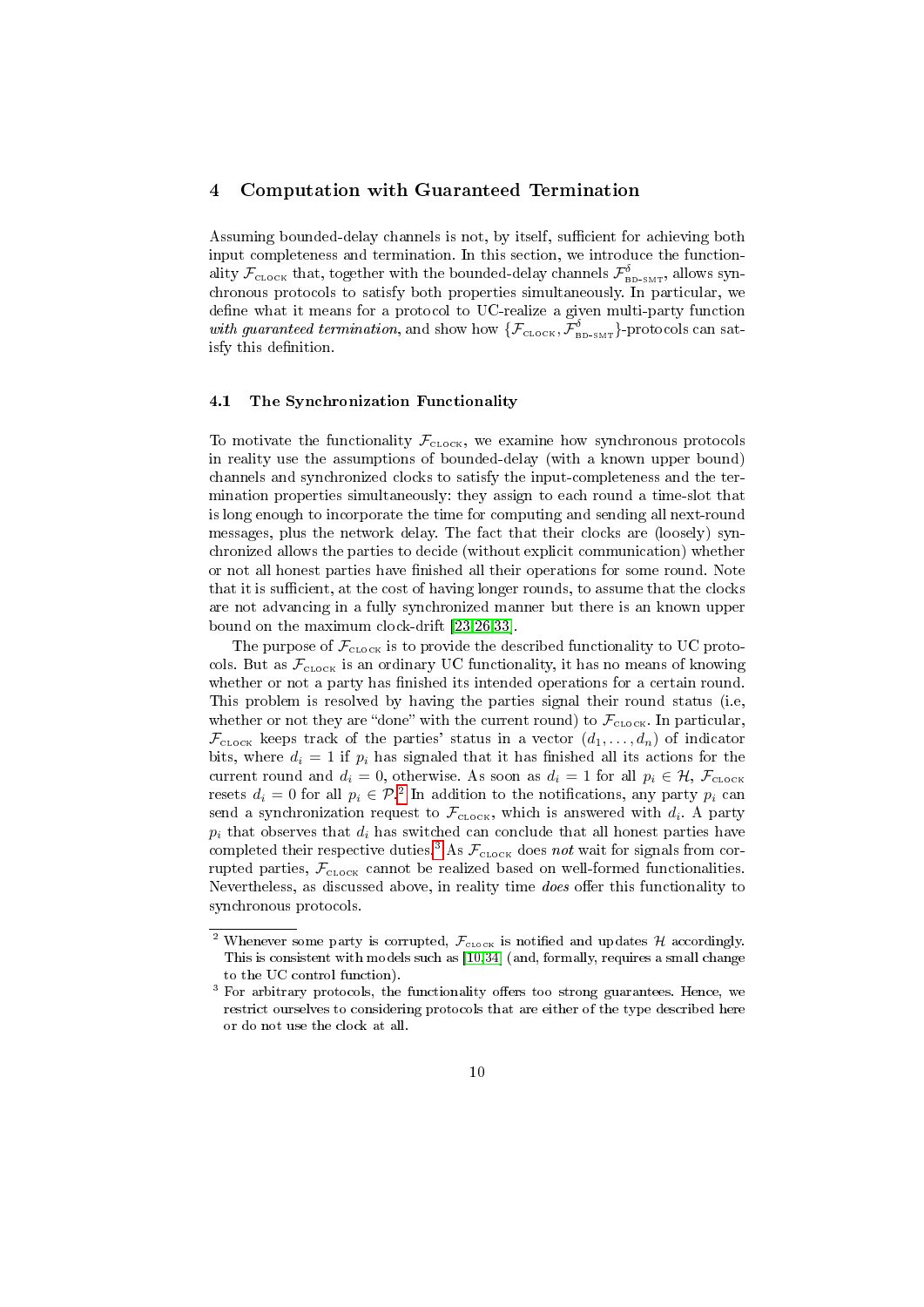## 4 Computation with Guaranteed Termination

Assuming bounded-delay channels is not, by itself, sufficient for achieving both input completeness and termination. In this section, we introduce the functionality $\mathcal{F}_{\text{CLOCK}}$ that, together with the bounded-delay channels $\mathcal{F}^{\delta}_{\text{BD-SMT}}$, allows synchronous protocols to satisfy both properties simultaneously. In particular, we define what it means for a protocol to UC-realize a given multi-party function *with guaranteed termination*, and show how $\{\mathcal{F}_{\text{CLOCK}}, \mathcal{F}^{\delta}_{\text{BD-SMT}}\}$-protocols can satisfy this definition.

### 4.1 The Synchronization Functionality

To motivate the functionality $\mathcal{F}_{\text{CLOCK}}$, we examine how synchronous protocols in reality use the assumptions of bounded-delay (with a known upper bound) channels and synchronized clocks to satisfy the input-completeness and the termination properties simultaneously: they assign to each round a time-slot that is long enough to incorporate the time for computing and sending all next-round messages, plus the network delay. The fact that their clocks are (loosely) synchronized allows the parties to decide (without explicit communication) whether or not all honest parties have finished all their operations for some round. Note that it is sufficient, at the cost of having longer rounds, to assume that the clocks are not advancing in a fully synchronized manner but there is an known upper bound on the maximum clock-drift [23,26,33].

The purpose of $\mathcal{F}_{\text{CLOCK}}$ is to provide the described functionality to UC protocols. But as $\mathcal{F}_{\text{CLOCK}}$ is an ordinary UC functionality, it has no means of knowing whether or not a party has finished its intended operations for a certain round. This problem is resolved by having the parties signal their round status (i.e, whether or not they are "done" with the current round) to $\mathcal{F}_{\text{CLOCK}}$. In particular, $\mathcal{F}_{\text{CLOCK}}$ keeps track of the parties' status in a vector $(d_1, \ldots, d_n)$ of indicator bits, where $d_i = 1$ if $p_i$ has signaled that it has finished all its actions for the current round and $d_i = 0$, otherwise. As soon as $d_i = 1$ for all $p_i \in \mathcal{H}$, $\mathcal{F}_{\text{CLOCK}}$ resets $d_i = 0$ for all $p_i \in \mathcal{P}$.[2] In addition to the notifications, any party $p_i$ can send a synchronization request to $\mathcal{F}_{\text{CLOCK}}$, which is answered with $d_i$. A party $p_i$ that observes that $d_i$ has switched can conclude that all honest parties have completed their respective duties.[3] As $\mathcal{F}_{\text{CLOCK}}$ does *not* wait for signals from corrupted parties, $\mathcal{F}_{\text{CLOCK}}$ cannot be realized based on well-formed functionalities. Nevertheless, as discussed above, in reality time *does* offer this functionality to synchronous protocols.

---

[2] Whenever some party is corrupted, $\mathcal{F}_{\text{CLOCK}}$ is notified and updates $\mathcal{H}$ accordingly. This is consistent with models such as [10,34] (and, formally, requires a small change to the UC control function).

[3] For arbitrary protocols, the functionality offers too strong guarantees. Hence, we restrict ourselves to considering protocols that are either of the type described here or do not use the clock at all.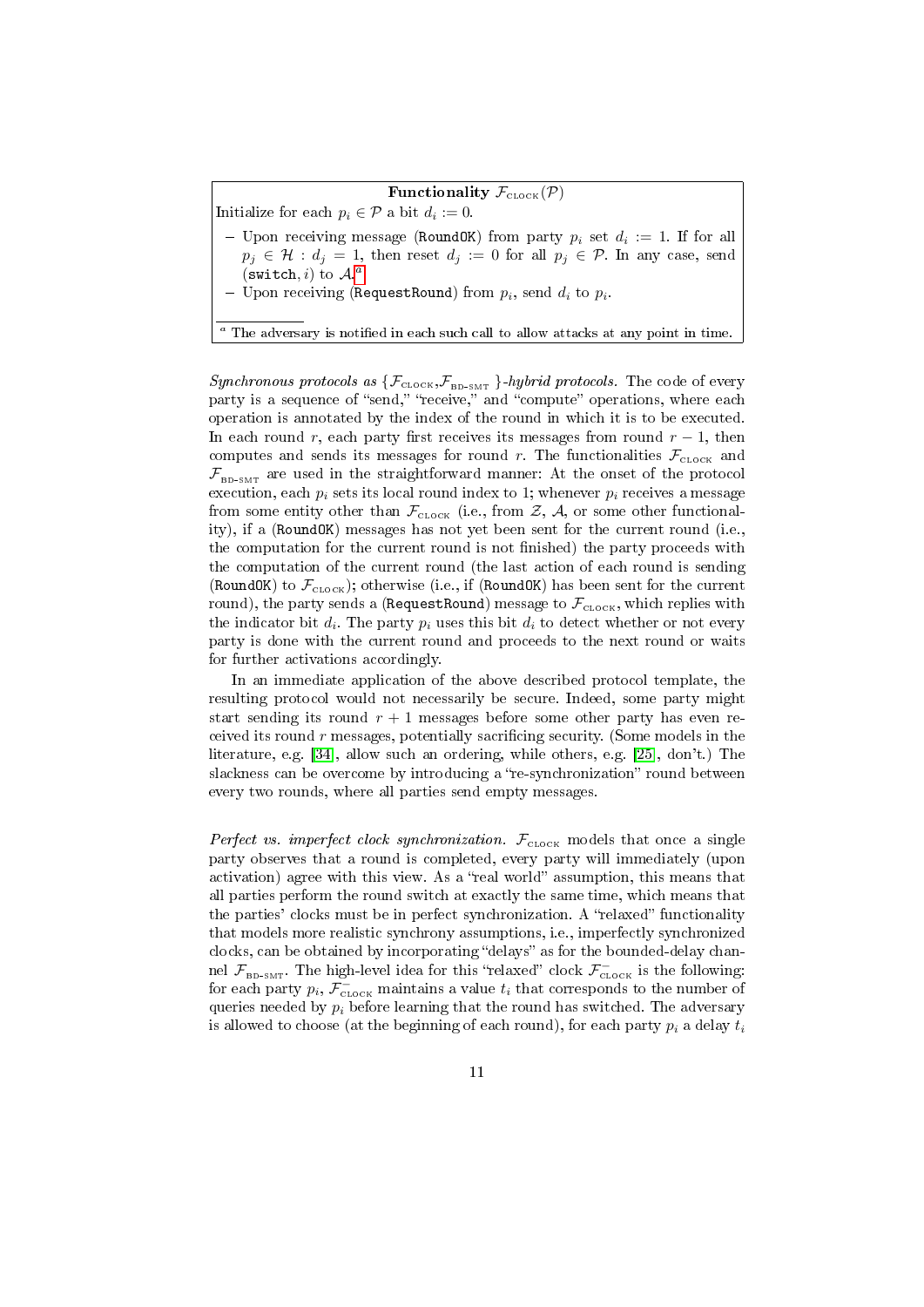**Functionality $\mathcal{F}_{\text{CLOCK}}(\mathcal{P})$**

Initialize for each $p_i \in \mathcal{P}$ a bit $d_i := 0$.

- Upon receiving message (`RoundOK`) from party $p_i$ set $d_i := 1$. If for all $p_j \in \mathcal{H} : d_j = 1$, then reset $d_j := 0$ for all $p_j \in \mathcal{P}$. In any case, send $(\texttt{switch}, i)$ to $\mathcal{A}$.[a]
- Upon receiving (`RequestRound`) from $p_i$, send $d_i$ to $p_i$.

[a] The adversary is notified in each such call to allow attacks at any point in time.

*Synchronous protocols as $\{\mathcal{F}_{\text{CLOCK}}, \mathcal{F}_{\text{BD-SMT}}\}$-hybrid protocols.* The code of every party is a sequence of "send," "receive," and "compute" operations, where each operation is annotated by the index of the round in which it is to be executed. In each round $r$, each party first receives its messages from round $r-1$, then computes and sends its messages for round $r$. The functionalities $\mathcal{F}_{\text{CLOCK}}$ and $\mathcal{F}_{\text{BD-SMT}}$ are used in the straightforward manner: At the onset of the protocol execution, each $p_i$ sets its local round index to 1; whenever $p_i$ receives a message from some entity other than $\mathcal{F}_{\text{CLOCK}}$ (i.e., from $\mathcal{Z}$, $\mathcal{A}$, or some other functionality), if a (`RoundOK`) messages has not yet been sent for the current round (i.e., the computation for the current round is not finished) the party proceeds with the computation of the current round (the last action of each round is sending (`RoundOK`) to $\mathcal{F}_{\text{CLOCK}}$); otherwise (i.e., if (`RoundOK`) has been sent for the current round), the party sends a (`RequestRound`) message to $\mathcal{F}_{\text{CLOCK}}$, which replies with the indicator bit $d_i$. The party $p_i$ uses this bit $d_i$ to detect whether or not every party is done with the current round and proceeds to the next round or waits for further activations accordingly.

In an immediate application of the above described protocol template, the resulting protocol would not necessarily be secure. Indeed, some party might start sending its round $r+1$ messages before some other party has even received its round $r$ messages, potentially sacrificing security. (Some models in the literature, e.g. [34], allow such an ordering, while others, e.g. [25], don't.) The slackness can be overcome by introducing a "re-synchronization" round between every two rounds, where all parties send empty messages.

*Perfect vs. imperfect clock synchronization.* $\mathcal{F}_{\text{CLOCK}}$ models that once a single party observes that a round is completed, every party will immediately (upon activation) agree with this view. As a "real world" assumption, this means that all parties perform the round switch at exactly the same time, which means that the parties' clocks must be in perfect synchronization. A "relaxed" functionality that models more realistic synchrony assumptions, i.e., imperfectly synchronized clocks, can be obtained by incorporating "delays" as for the bounded-delay channel $\mathcal{F}_{\text{BD-SMT}}$. The high-level idea for this "relaxed" clock $\mathcal{F}^{-}_{\text{CLOCK}}$ is the following: for each party $p_i$, $\mathcal{F}^{-}_{\text{CLOCK}}$ maintains a value $t_i$ that corresponds to the number of queries needed by $p_i$ before learning that the round has switched. The adversary is allowed to choose (at the beginning of each round), for each party $p_i$ a delay $t_i$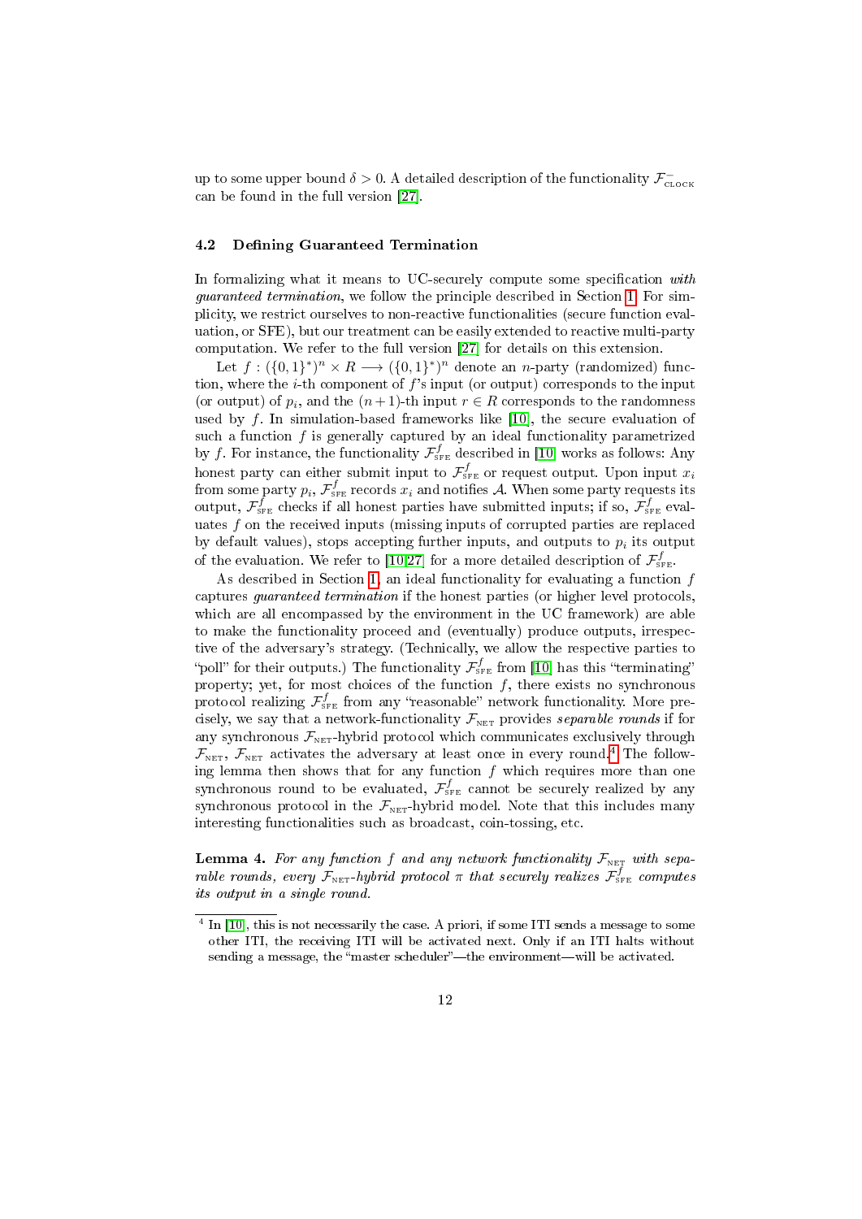up to some upper bound $\delta > 0$. A detailed description of the functionality $\mathcal{F}^{-}_{\text{CLOCK}}$ can be found in the full version [27].

### 4.2 Defining Guaranteed Termination

In formalizing what it means to UC-securely compute some specification *with guaranteed termination*, we follow the principle described in Section 1. For simplicity, we restrict ourselves to non-reactive functionalities (secure function evaluation, or SFE), but our treatment can be easily extended to reactive multi-party computation. We refer to the full version [27] for details on this extension.

Let $f : (\{0,1\}^*)^n \times R \longrightarrow (\{0,1\}^*)^n$ denote an $n$-party (randomized) function, where the $i$-th component of $f$'s input (or output) corresponds to the input (or output) of $p_i$, and the $(n+1)$-th input $r \in R$ corresponds to the randomness used by $f$. In simulation-based frameworks like [10], the secure evaluation of such a function $f$ is generally captured by an ideal functionality parametrized by $f$. For instance, the functionality $\mathcal{F}^f_{\text{SFE}}$ described in [10] works as follows: Any honest party can either submit input to $\mathcal{F}^f_{\text{SFE}}$ or request output. Upon input $x_i$ from some party $p_i$, $\mathcal{F}^f_{\text{SFE}}$ records $x_i$ and notifies $\mathcal{A}$. When some party requests its output, $\mathcal{F}^f_{\text{SFE}}$ checks if all honest parties have submitted inputs; if so, $\mathcal{F}^f_{\text{SFE}}$ evaluates $f$ on the received inputs (missing inputs of corrupted parties are replaced by default values), stops accepting further inputs, and outputs to $p_i$ its output of the evaluation. We refer to [10,27] for a more detailed description of $\mathcal{F}^f_{\text{SFE}}$.

As described in Section 1, an ideal functionality for evaluating a function $f$ captures *guaranteed termination* if the honest parties (or higher level protocols, which are all encompassed by the environment in the UC framework) are able to make the functionality proceed and (eventually) produce outputs, irrespective of the adversary's strategy. (Technically, we allow the respective parties to "poll" for their outputs.) The functionality $\mathcal{F}^f_{\text{SFE}}$ from [10] has this "terminating" property; yet, for most choices of the function $f$, there exists no synchronous protocol realizing $\mathcal{F}^f_{\text{SFE}}$ from any "reasonable" network functionality. More precisely, we say that a network-functionality $\mathcal{F}_{\text{NET}}$ provides *separable rounds* if for any synchronous $\mathcal{F}_{\text{NET}}$-hybrid protocol which communicates exclusively through $\mathcal{F}_{\text{NET}}$, $\mathcal{F}_{\text{NET}}$ activates the adversary at least once in every round.[4] The following lemma then shows that for any function $f$ which requires more than one synchronous round to be evaluated, $\mathcal{F}^f_{\text{SFE}}$ cannot be securely realized by any synchronous protocol in the $\mathcal{F}_{\text{NET}}$-hybrid model. Note that this includes many interesting functionalities such as broadcast, coin-tossing, etc.

**Lemma 4.** *For any function $f$ and any network functionality $\mathcal{F}_{\text{NET}}$ with separable rounds, every $\mathcal{F}_{\text{NET}}$-hybrid protocol $\pi$ that securely realizes $\mathcal{F}^f_{\text{SFE}}$ computes its output in a single round.*

---

[4] In [10], this is not necessarily the case. A priori, if some ITI sends a message to some other ITI, the receiving ITI will be activated next. Only if an ITI halts without sending a message, the "master scheduler"—the environment—will be activated.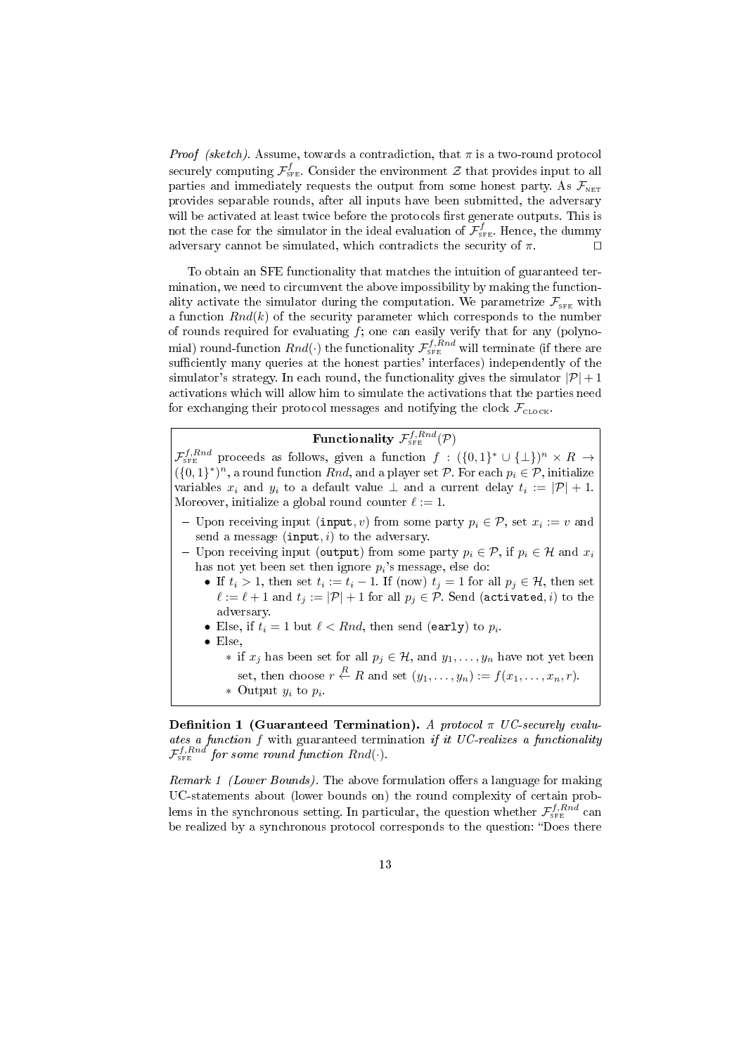*Proof (sketch).* Assume, towards a contradiction, that $\pi$ is a two-round protocol securely computing $\mathcal{F}_{\text{SFE}}^{f}$. Consider the environment $\mathcal{Z}$ that provides input to all parties and immediately requests the output from some honest party. As $\mathcal{F}_{\text{NET}}$ provides separable rounds, after all inputs have been submitted, the adversary will be activated at least twice before the protocols first generate outputs. This is not the case for the simulator in the ideal evaluation of $\mathcal{F}_{\text{SFE}}^{f}$. Hence, the dummy adversary cannot be simulated, which contradicts the security of $\pi$. □

To obtain an SFE functionality that matches the intuition of guaranteed termination, we need to circumvent the above impossibility by making the functionality activate the simulator during the computation. We parametrize $\mathcal{F}_{\text{SFE}}$ with a function $Rnd(k)$ of the security parameter which corresponds to the number of rounds required for evaluating $f$; one can easily verify that for any (polynomial) round-function $Rnd(\cdot)$ the functionality $\mathcal{F}_{\text{SFE}}^{f,Rnd}$ will terminate (if there are sufficiently many queries at the honest parties' interfaces) independently of the simulator's strategy. In each round, the functionality gives the simulator $|\mathcal{P}|+1$ activations which will allow him to simulate the activations that the parties need for exchanging their protocol messages and notifying the clock $\mathcal{F}_{\text{CLOCK}}$.

**Functionality $\mathcal{F}_{\text{SFE}}^{f,Rnd}(\mathcal{P})$**

$\mathcal{F}_{\text{SFE}}^{f,Rnd}$ proceeds as follows, given a function $f : (\{0,1\}^* \cup \{\perp\})^n \times R \to (\{0,1\}^*)^n$, a round function $Rnd$, and a player set $\mathcal{P}$. For each $p_i \in \mathcal{P}$, initialize variables $x_i$ and $y_i$ to a default value $\perp$ and a current delay $t_i := |\mathcal{P}| + 1$. Moreover, initialize a global round counter $\ell := 1$.

- Upon receiving input $(\texttt{input}, v)$ from some party $p_i \in \mathcal{P}$, set $x_i := v$ and send a message $(\texttt{input}, i)$ to the adversary.
- Upon receiving input $(\texttt{output})$ from some party $p_i \in \mathcal{P}$, if $p_i \in \mathcal{H}$ and $x_i$ has not yet been set then ignore $p_i$'s message, else do:
  - If $t_i > 1$, then set $t_i := t_i - 1$. If (now) $t_j = 1$ for all $p_j \in \mathcal{H}$, then set $\ell := \ell + 1$ and $t_j := |\mathcal{P}| + 1$ for all $p_j \in \mathcal{P}$. Send $(\texttt{activated}, i)$ to the adversary.
  - Else, if $t_i = 1$ but $\ell < Rnd$, then send $(\texttt{early})$ to $p_i$.
  - Else,
    - if $x_j$ has been set for all $p_j \in \mathcal{H}$, and $y_1, \ldots, y_n$ have not yet been set, then choose $r \xleftarrow{R} R$ and set $(y_1, \ldots, y_n) := f(x_1, \ldots, x_n, r)$.
    - Output $y_i$ to $p_i$.

**Definition 1 (Guaranteed Termination).** *A protocol $\pi$ UC-securely evaluates a function $f$ with guaranteed termination if it UC-realizes a functionality $\mathcal{F}_{\text{SFE}}^{f,Rnd}$ for some round function $Rnd(\cdot)$.*

*Remark 1 (Lower Bounds).* The above formulation offers a language for making UC-statements about (lower bounds on) the round complexity of certain problems in the synchronous setting. In particular, the question whether $\mathcal{F}_{\text{SFE}}^{f,Rnd}$ can be realized by a synchronous protocol corresponds to the question: "Does there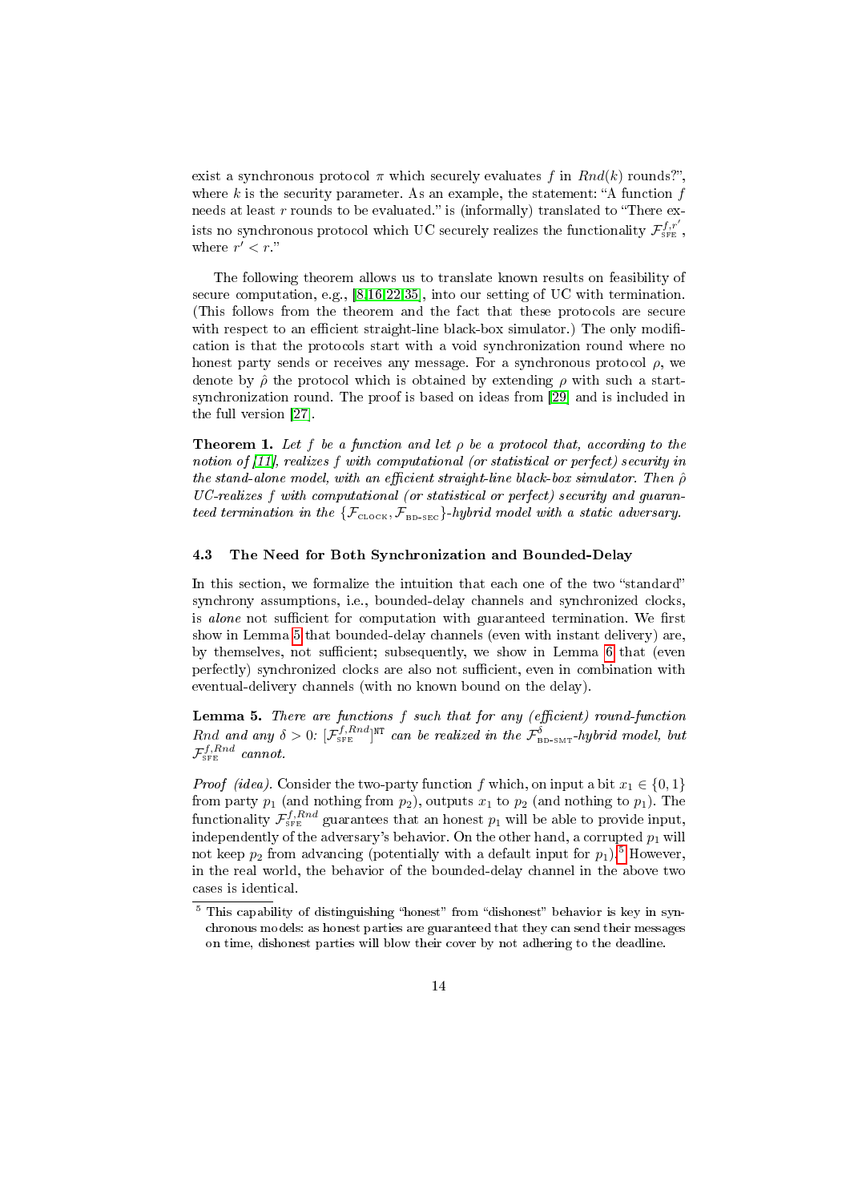exist a synchronous protocol $\pi$ which securely evaluates $f$ in $Rnd(k)$ rounds?", where $k$ is the security parameter. As an example, the statement: "A function $f$ needs at least $r$ rounds to be evaluated." is (informally) translated to "There exists no synchronous protocol which UC securely realizes the functionality $\mathcal{F}_{\text{SFE}}^{f,r'}$, where $r' < r$."

The following theorem allows us to translate known results on feasibility of secure computation, e.g., [8,16,22,35], into our setting of UC with termination. (This follows from the theorem and the fact that these protocols are secure with respect to an efficient straight-line black-box simulator.) The only modification is that the protocols start with a void synchronization round where no honest party sends or receives any message. For a synchronous protocol $\rho$, we denote by $\hat{\rho}$ the protocol which is obtained by extending $\rho$ with such a start-synchronization round. The proof is based on ideas from [29] and is included in the full version [27].

**Theorem 1.** *Let $f$ be a function and let $\rho$ be a protocol that, according to the notion of [11], realizes $f$ with computational (or statistical or perfect) security in the stand-alone model, with an efficient straight-line black-box simulator. Then $\hat{\rho}$ UC-realizes $f$ with computational (or statistical or perfect) security and guaranteed termination in the $\{\mathcal{F}_{\text{CLOCK}}, \mathcal{F}_{\text{BD-SEC}}\}$-hybrid model with a static adversary.*

### 4.3 The Need for Both Synchronization and Bounded-Delay

In this section, we formalize the intuition that each one of the two "standard" synchrony assumptions, i.e., bounded-delay channels and synchronized clocks, is *alone* not sufficient for computation with guaranteed termination. We first show in Lemma 5 that bounded-delay channels (even with instant delivery) are, by themselves, not sufficient; subsequently, we show in Lemma 6 that (even perfectly) synchronized clocks are also not sufficient, even in combination with eventual-delivery channels (with no known bound on the delay).

**Lemma 5.** *There are functions $f$ such that for any (efficient) round-function $Rnd$ and any $\delta > 0$: $[\mathcal{F}_{\text{SFE}}^{f,Rnd}]^{\texttt{NT}}$ can be realized in the $\mathcal{F}_{\text{BD-SMT}}^{\delta}$-hybrid model, but $\mathcal{F}_{\text{SFE}}^{f,Rnd}$ cannot.*

*Proof (idea).* Consider the two-party function $f$ which, on input a bit $x_1 \in \{0,1\}$ from party $p_1$ (and nothing from $p_2$), outputs $x_1$ to $p_2$ (and nothing to $p_1$). The functionality $\mathcal{F}_{\text{SFE}}^{f,Rnd}$ guarantees that an honest $p_1$ will be able to provide input, independently of the adversary's behavior. On the other hand, a corrupted $p_1$ will not keep $p_2$ from advancing (potentially with a default input for $p_1$).[5] However, in the real world, the behavior of the bounded-delay channel in the above two cases is identical.

[5] This capability of distinguishing "honest" from "dishonest" behavior is key in synchronous models: as honest parties are guaranteed that they can send their messages on time, dishonest parties will blow their cover by not adhering to the deadline.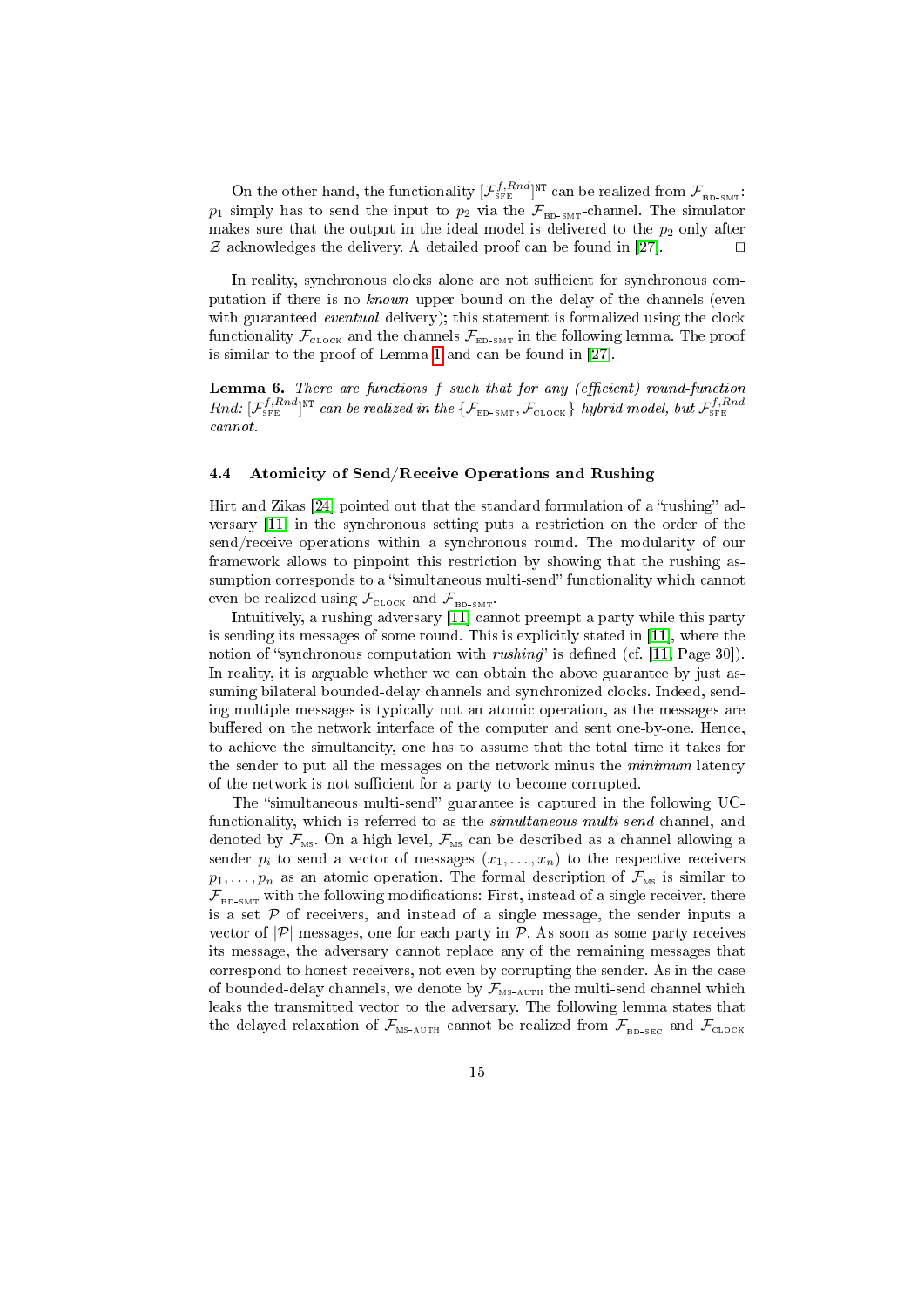On the other hand, the functionality $[\mathcal{F}_{\text{SFE}}^{f,Rnd}]^{\texttt{NT}}$ can be realized from $\mathcal{F}_{\text{BD-SMT}}$: $p_1$ simply has to send the input to $p_2$ via the $\mathcal{F}_{\text{BD-SMT}}$-channel. The simulator makes sure that the output in the ideal model is delivered to the $p_2$ only after $\mathcal{Z}$ acknowledges the delivery. A detailed proof can be found in [27]. □

In reality, synchronous clocks alone are not sufficient for synchronous computation if there is no *known* upper bound on the delay of the channels (even with guaranteed *eventual* delivery); this statement is formalized using the clock functionality $\mathcal{F}_{\text{CLOCK}}$ and the channels $\mathcal{F}_{\text{ED-SMT}}$ in the following lemma. The proof is similar to the proof of Lemma 1 and can be found in [27].

**Lemma 6.** *There are functions $f$ such that for any (efficient) round-function $Rnd$: $[\mathcal{F}_{\text{SFE}}^{f,Rnd}]^{\texttt{NT}}$ can be realized in the $\{\mathcal{F}_{\text{ED-SMT}}, \mathcal{F}_{\text{CLOCK}}\}$-hybrid model, but $\mathcal{F}_{\text{SFE}}^{f,Rnd}$ cannot.*

### 4.4 Atomicity of Send/Receive Operations and Rushing

Hirt and Zikas [24] pointed out that the standard formulation of a "rushing" adversary [11] in the synchronous setting puts a restriction on the order of the send/receive operations within a synchronous round. The modularity of our framework allows to pinpoint this restriction by showing that the rushing assumption corresponds to a "simultaneous multi-send" functionality which cannot even be realized using $\mathcal{F}_{\text{CLOCK}}$ and $\mathcal{F}_{\text{BD-SMT}}$.

Intuitively, a rushing adversary [11] cannot preempt a party while this party is sending its messages of some round. This is explicitly stated in [11], where the notion of "synchronous computation with *rushing*" is defined (cf. [11, Page 30]). In reality, it is arguable whether we can obtain the above guarantee by just assuming bilateral bounded-delay channels and synchronized clocks. Indeed, sending multiple messages is typically not an atomic operation, as the messages are buffered on the network interface of the computer and sent one-by-one. Hence, to achieve the simultaneity, one has to assume that the total time it takes for the sender to put all the messages on the network minus the *minimum* latency of the network is not sufficient for a party to become corrupted.

The "simultaneous multi-send" guarantee is captured in the following UC-functionality, which is referred to as the *simultaneous multi-send* channel, and denoted by $\mathcal{F}_{\text{MS}}$. On a high level, $\mathcal{F}_{\text{MS}}$ can be described as a channel allowing a sender $p_i$ to send a vector of messages $(x_1, \ldots, x_n)$ to the respective receivers $p_1, \ldots, p_n$ as an atomic operation. The formal description of $\mathcal{F}_{\text{MS}}$ is similar to $\mathcal{F}_{\text{BD-SMT}}$ with the following modifications: First, instead of a single receiver, there is a set $\mathcal{P}$ of receivers, and instead of a single message, the sender inputs a vector of $|\mathcal{P}|$ messages, one for each party in $\mathcal{P}$. As soon as some party receives its message, the adversary cannot replace any of the remaining messages that correspond to honest receivers, not even by corrupting the sender. As in the case of bounded-delay channels, we denote by $\mathcal{F}_{\text{MS-AUTH}}$ the multi-send channel which leaks the transmitted vector to the adversary. The following lemma states that the delayed relaxation of $\mathcal{F}_{\text{MS-AUTH}}$ cannot be realized from $\mathcal{F}_{\text{BD-SEC}}$ and $\mathcal{F}_{\text{CLOCK}}$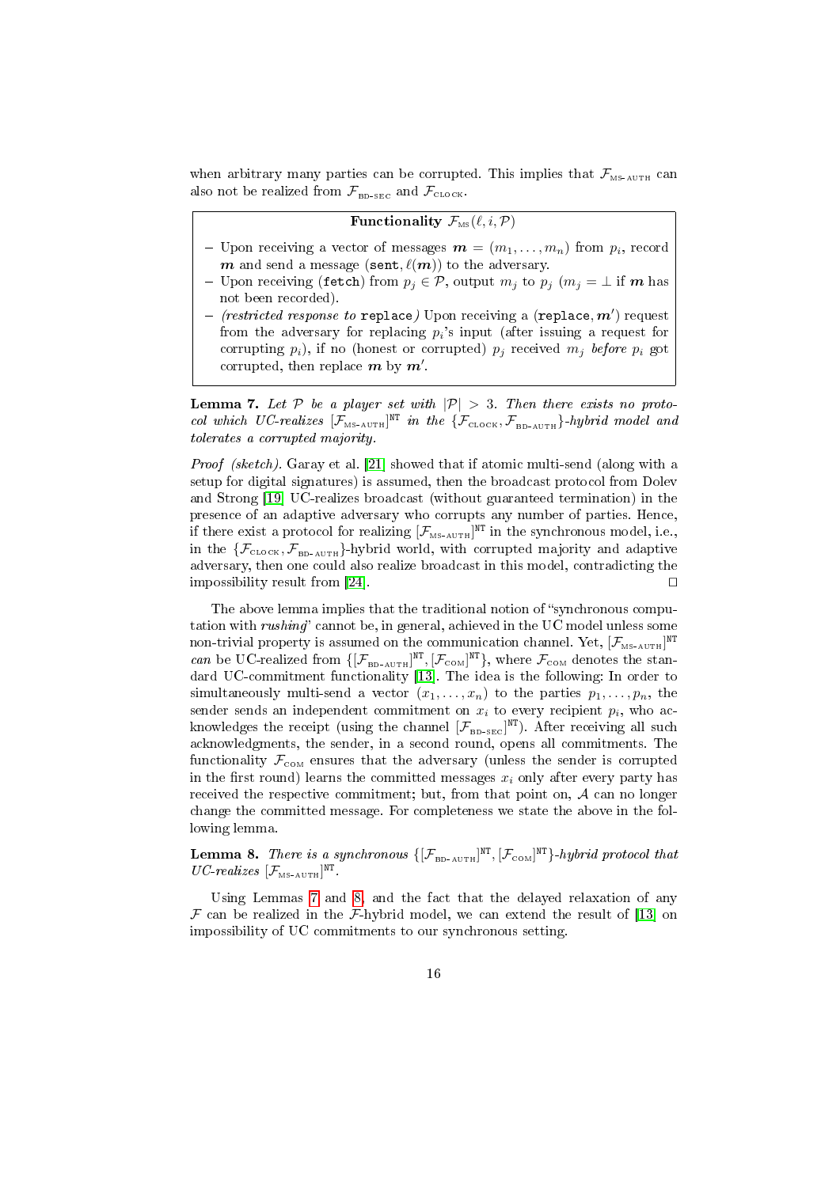when arbitrary many parties can be corrupted. This implies that $\mathcal{F}_{\text{MS-AUTH}}$ can also not be realized from $\mathcal{F}_{\text{BD-SEC}}$ and $\mathcal{F}_{\text{CLOCK}}$.

**Functionality** $\mathcal{F}_{\text{MS}}(\ell, i, \mathcal{P})$

- Upon receiving a vector of messages $\boldsymbol{m} = (m_1, \ldots, m_n)$ from $p_i$, record $\boldsymbol{m}$ and send a message $(\texttt{sent}, \ell(\boldsymbol{m}))$ to the adversary.
- Upon receiving $(\texttt{fetch})$ from $p_j \in \mathcal{P}$, output $m_j$ to $p_j$ ($m_j = \perp$ if $\boldsymbol{m}$ has not been recorded).
- *(restricted response to* `replace`*)* Upon receiving a $(\texttt{replace}, \boldsymbol{m}')$ request from the adversary for replacing $p_i$'s input (after issuing a request for corrupting $p_i$), if no (honest or corrupted) $p_j$ received $m_j$ *before* $p_i$ got corrupted, then replace $\boldsymbol{m}$ by $\boldsymbol{m}'$.

**Lemma 7.** *Let $\mathcal{P}$ be a player set with $|\mathcal{P}| > 3$. Then there exists no protocol which UC-realizes $[\mathcal{F}_{\text{MS-AUTH}}]^{\text{NT}}$ in the $\{\mathcal{F}_{\text{CLOCK}}, \mathcal{F}_{\text{BD-AUTH}}\}$-hybrid model and tolerates a corrupted majority.*

*Proof (sketch).* Garay et al. [21] showed that if atomic multi-send (along with a setup for digital signatures) is assumed, then the broadcast protocol from Dolev and Strong [19] UC-realizes broadcast (without guaranteed termination) in the presence of an adaptive adversary who corrupts any number of parties. Hence, if there exist a protocol for realizing $[\mathcal{F}_{\text{MS-AUTH}}]^{\text{NT}}$ in the synchronous model, i.e., in the $\{\mathcal{F}_{\text{CLOCK}}, \mathcal{F}_{\text{BD-AUTH}}\}$-hybrid world, with corrupted majority and adaptive adversary, then one could also realize broadcast in this model, contradicting the impossibility result from [24]. □

The above lemma implies that the traditional notion of "synchronous computation with *rushing*" cannot be, in general, achieved in the UC model unless some non-trivial property is assumed on the communication channel. Yet, $[\mathcal{F}_{\text{MS-AUTH}}]^{\text{NT}}$ *can* be UC-realized from $\{[\mathcal{F}_{\text{BD-AUTH}}]^{\text{NT}}, [\mathcal{F}_{\text{COM}}]^{\text{NT}}\}$, where $\mathcal{F}_{\text{COM}}$ denotes the standard UC-commitment functionality [13]. The idea is the following: In order to simultaneously multi-send a vector $(x_1, \ldots, x_n)$ to the parties $p_1, \ldots, p_n$, the sender sends an independent commitment on $x_i$ to every recipient $p_i$, who acknowledges the receipt (using the channel $[\mathcal{F}_{\text{BD-SEC}}]^{\text{NT}}$). After receiving all such acknowledgments, the sender, in a second round, opens all commitments. The functionality $\mathcal{F}_{\text{COM}}$ ensures that the adversary (unless the sender is corrupted in the first round) learns the committed messages $x_i$ only after every party has received the respective commitment; but, from that point on, $\mathcal{A}$ can no longer change the committed message. For completeness we state the above in the following lemma.

**Lemma 8.** *There is a synchronous $\{[\mathcal{F}_{\text{BD-AUTH}}]^{\text{NT}}, [\mathcal{F}_{\text{COM}}]^{\text{NT}}\}$-hybrid protocol that UC-realizes $[\mathcal{F}_{\text{MS-AUTH}}]^{\text{NT}}$.*

Using Lemmas 7 and 8, and the fact that the delayed relaxation of any $\mathcal{F}$ can be realized in the $\mathcal{F}$-hybrid model, we can extend the result of [13] on impossibility of UC commitments to our synchronous setting.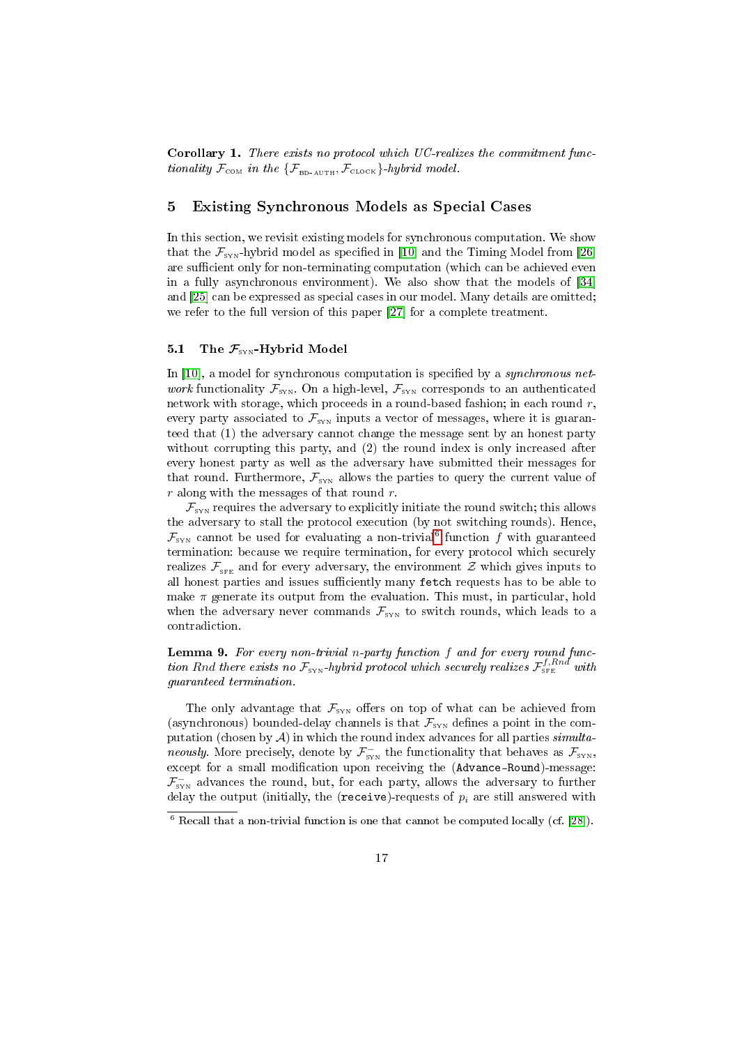**Corollary 1.** *There exists no protocol which UC-realizes the commitment functionality $\mathcal{F}_{\text{COM}}$ in the $\{\mathcal{F}_{\text{BD-AUTH}}, \mathcal{F}_{\text{CLOCK}}\}$-hybrid model.*

## 5 Existing Synchronous Models as Special Cases

In this section, we revisit existing models for synchronous computation. We show that the $\mathcal{F}_{\text{SYN}}$-hybrid model as specified in [10] and the Timing Model from [26] are sufficient only for non-terminating computation (which can be achieved even in a fully asynchronous environment). We also show that the models of [34] and [25] can be expressed as special cases in our model. Many details are omitted; we refer to the full version of this paper [27] for a complete treatment.

### 5.1 The $\mathcal{F}_{\text{SYN}}$-Hybrid Model

In [10], a model for synchronous computation is specified by a *synchronous network* functionality $\mathcal{F}_{\text{SYN}}$. On a high-level, $\mathcal{F}_{\text{SYN}}$ corresponds to an authenticated network with storage, which proceeds in a round-based fashion; in each round $r$, every party associated to $\mathcal{F}_{\text{SYN}}$ inputs a vector of messages, where it is guaranteed that (1) the adversary cannot change the message sent by an honest party without corrupting this party, and (2) the round index is only increased after every honest party as well as the adversary have submitted their messages for that round. Furthermore, $\mathcal{F}_{\text{SYN}}$ allows the parties to query the current value of $r$ along with the messages of that round $r$.

$\mathcal{F}_{\text{SYN}}$ requires the adversary to explicitly initiate the round switch; this allows the adversary to stall the protocol execution (by not switching rounds). Hence, $\mathcal{F}_{\text{SYN}}$ cannot be used for evaluating a non-trivial[6] function $f$ with guaranteed termination: because we require termination, for every protocol which securely realizes $\mathcal{F}_{\text{SFE}}$ and for every adversary, the environment $\mathcal{Z}$ which gives inputs to all honest parties and issues sufficiently many `fetch` requests has to be able to make $\pi$ generate its output from the evaluation. This must, in particular, hold when the adversary never commands $\mathcal{F}_{\text{SYN}}$ to switch rounds, which leads to a contradiction.

**Lemma 9.** *For every non-trivial $n$-party function $f$ and for every round function $Rnd$ there exists no $\mathcal{F}_{\text{SYN}}$-hybrid protocol which securely realizes $\mathcal{F}_{\text{SFE}}^{f,Rnd}$ with guaranteed termination.*

The only advantage that $\mathcal{F}_{\text{SYN}}$ offers on top of what can be achieved from (asynchronous) bounded-delay channels is that $\mathcal{F}_{\text{SYN}}$ defines a point in the computation (chosen by $\mathcal{A}$) in which the round index advances for all parties *simultaneously*. More precisely, denote by $\mathcal{F}_{\text{SYN}}^{-}$ the functionality that behaves as $\mathcal{F}_{\text{SYN}}$, except for a small modification upon receiving the (`Advance-Round`)-message: $\mathcal{F}_{\text{SYN}}^{-}$ advances the round, but, for each party, allows the adversary to further delay the output (initially, the (`receive`)-requests of $p_i$ are still answered with

[6] Recall that a non-trivial function is one that cannot be computed locally (cf. [28]).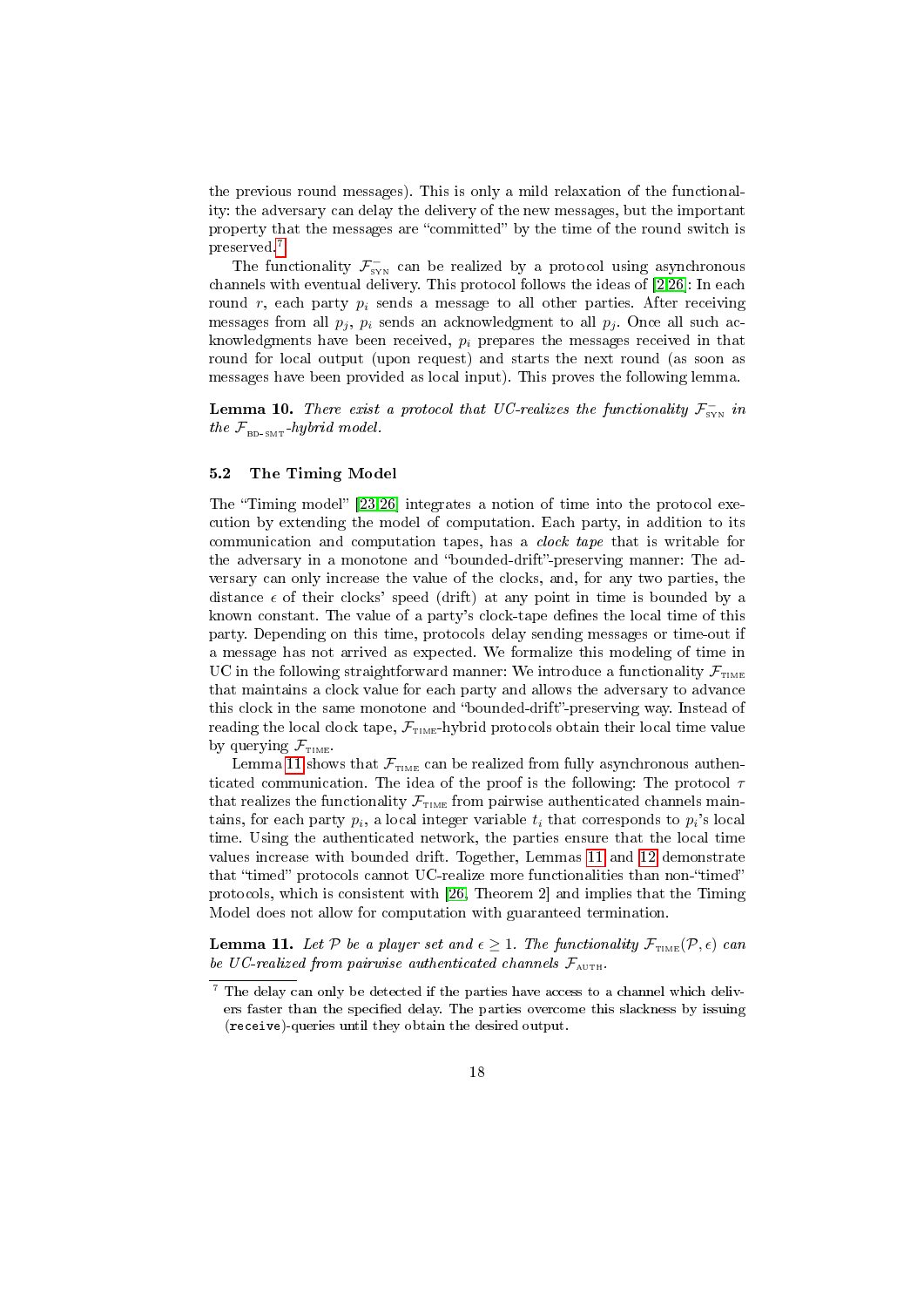the previous round messages). This is only a mild relaxation of the functionality: the adversary can delay the delivery of the new messages, but the important property that the messages are "committed" by the time of the round switch is preserved.[7]

The functionality $\mathcal{F}^{-}_{\text{SYN}}$ can be realized by a protocol using asynchronous channels with eventual delivery. This protocol follows the ideas of [2,26]: In each round $r$, each party $p_i$ sends a message to all other parties. After receiving messages from all $p_j$, $p_i$ sends an acknowledgment to all $p_j$. Once all such acknowledgments have been received, $p_i$ prepares the messages received in that round for local output (upon request) and starts the next round (as soon as messages have been provided as local input). This proves the following lemma.

**Lemma 10.** *There exist a protocol that UC-realizes the functionality $\mathcal{F}^{-}_{\text{SYN}}$ in the $\mathcal{F}_{\text{BD-SMT}}$-hybrid model.*

### 5.2 The Timing Model

The "Timing model" [23,26] integrates a notion of time into the protocol execution by extending the model of computation. Each party, in addition to its communication and computation tapes, has a *clock tape* that is writable for the adversary in a monotone and "bounded-drift"-preserving manner: The adversary can only increase the value of the clocks, and, for any two parties, the distance $\epsilon$ of their clocks' speed (drift) at any point in time is bounded by a known constant. The value of a party's clock-tape defines the local time of this party. Depending on this time, protocols delay sending messages or time-out if a message has not arrived as expected. We formalize this modeling of time in UC in the following straightforward manner: We introduce a functionality $\mathcal{F}_{\text{TIME}}$ that maintains a clock value for each party and allows the adversary to advance this clock in the same monotone and "bounded-drift"-preserving way. Instead of reading the local clock tape, $\mathcal{F}_{\text{TIME}}$-hybrid protocols obtain their local time value by querying $\mathcal{F}_{\text{TIME}}$.

Lemma 11 shows that $\mathcal{F}_{\text{TIME}}$ can be realized from fully asynchronous authenticated communication. The idea of the proof is the following: The protocol $\tau$ that realizes the functionality $\mathcal{F}_{\text{TIME}}$ from pairwise authenticated channels maintains, for each party $p_i$, a local integer variable $t_i$ that corresponds to $p_i$'s local time. Using the authenticated network, the parties ensure that the local time values increase with bounded drift. Together, Lemmas 11 and 12 demonstrate that "timed" protocols cannot UC-realize more functionalities than non-"timed" protocols, which is consistent with [26, Theorem 2] and implies that the Timing Model does not allow for computation with guaranteed termination.

**Lemma 11.** *Let $\mathcal{P}$ be a player set and $\epsilon \geq 1$. The functionality $\mathcal{F}_{\text{TIME}}(\mathcal{P}, \epsilon)$ can be UC-realized from pairwise authenticated channels $\mathcal{F}_{\text{AUTH}}$.*

[7] The delay can only be detected if the parties have access to a channel which delivers faster than the specified delay. The parties overcome this slackness by issuing (receive)-queries until they obtain the desired output.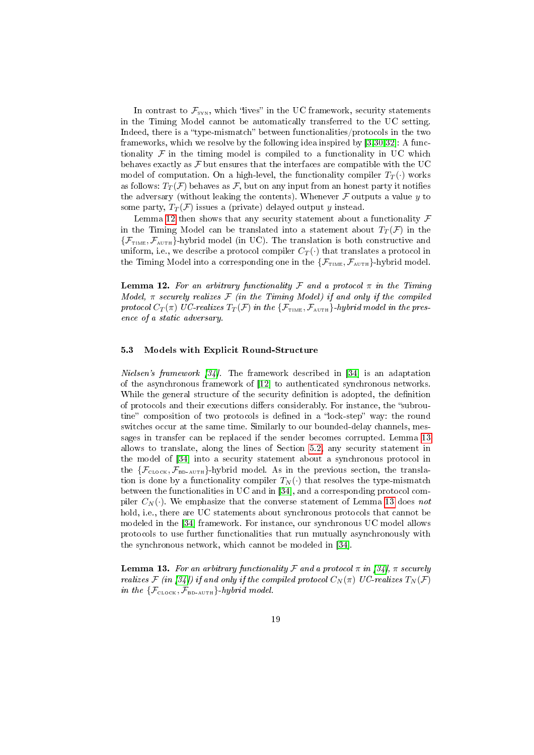In contrast to $\mathcal{F}_{\text{SYN}}$, which "lives" in the UC framework, security statements in the Timing Model cannot be automatically transferred to the UC setting. Indeed, there is a "type-mismatch" between functionalities/protocols in the two frameworks, which we resolve by the following idea inspired by [3,30,32]: A functionality $\mathcal{F}$ in the timing model is compiled to a functionality in UC which behaves exactly as $\mathcal{F}$ but ensures that the interfaces are compatible with the UC model of computation. On a high-level, the functionality compiler $T_T(\cdot)$ works as follows: $T_T(\mathcal{F})$ behaves as $\mathcal{F}$, but on any input from an honest party it notifies the adversary (without leaking the contents). Whenever $\mathcal{F}$ outputs a value $y$ to some party, $T_T(\mathcal{F})$ issues a (private) delayed output $y$ instead.

Lemma 12 then shows that any security statement about a functionality $\mathcal{F}$ in the Timing Model can be translated into a statement about $T_T(\mathcal{F})$ in the $\{\mathcal{F}_{\text{TIME}}, \mathcal{F}_{\text{AUTH}}\}$-hybrid model (in UC). The translation is both constructive and uniform, i.e., we describe a protocol compiler $C_T(\cdot)$ that translates a protocol in the Timing Model into a corresponding one in the $\{\mathcal{F}_{\text{TIME}}, \mathcal{F}_{\text{AUTH}}\}$-hybrid model.

**Lemma 12.** *For an arbitrary functionality $\mathcal{F}$ and a protocol $\pi$ in the Timing Model, $\pi$ securely realizes $\mathcal{F}$ (in the Timing Model) if and only if the compiled protocol $C_T(\pi)$ UC-realizes $T_T(\mathcal{F})$ in the $\{\mathcal{F}_{\text{TIME}}, \mathcal{F}_{\text{AUTH}}\}$-hybrid model in the presence of a static adversary.*

### 5.3 Models with Explicit Round-Structure

*Nielsen's framework [34].* The framework described in [34] is an adaptation of the asynchronous framework of [12] to authenticated synchronous networks. While the general structure of the security definition is adopted, the definition of protocols and their executions differs considerably. For instance, the "subroutine" composition of two protocols is defined in a "lock-step" way: the round switches occur at the same time. Similarly to our bounded-delay channels, messages in transfer can be replaced if the sender becomes corrupted. Lemma 13 allows to translate, along the lines of Section 5.2, any security statement in the model of [34] into a security statement about a synchronous protocol in the $\{\mathcal{F}_{\text{CLOCK}}, \mathcal{F}_{\text{BD-AUTH}}\}$-hybrid model. As in the previous section, the translation is done by a functionality compiler $T_N(\cdot)$ that resolves the type-mismatch between the functionalities in UC and in [34], and a corresponding protocol compiler $C_N(\cdot)$. We emphasize that the converse statement of Lemma 13 does *not* hold, i.e., there are UC statements about synchronous protocols that cannot be modeled in the [34] framework. For instance, our synchronous UC model allows protocols to use further functionalities that run mutually asynchronously with the synchronous network, which cannot be modeled in [34].

**Lemma 13.** *For an arbitrary functionality $\mathcal{F}$ and a protocol $\pi$ in [34], $\pi$ securely realizes $\mathcal{F}$ (in [34]) if and only if the compiled protocol $C_N(\pi)$ UC-realizes $T_N(\mathcal{F})$ in the $\{\mathcal{F}_{\text{CLOCK}}, \mathcal{F}_{\text{BD-AUTH}}\}$-hybrid model.*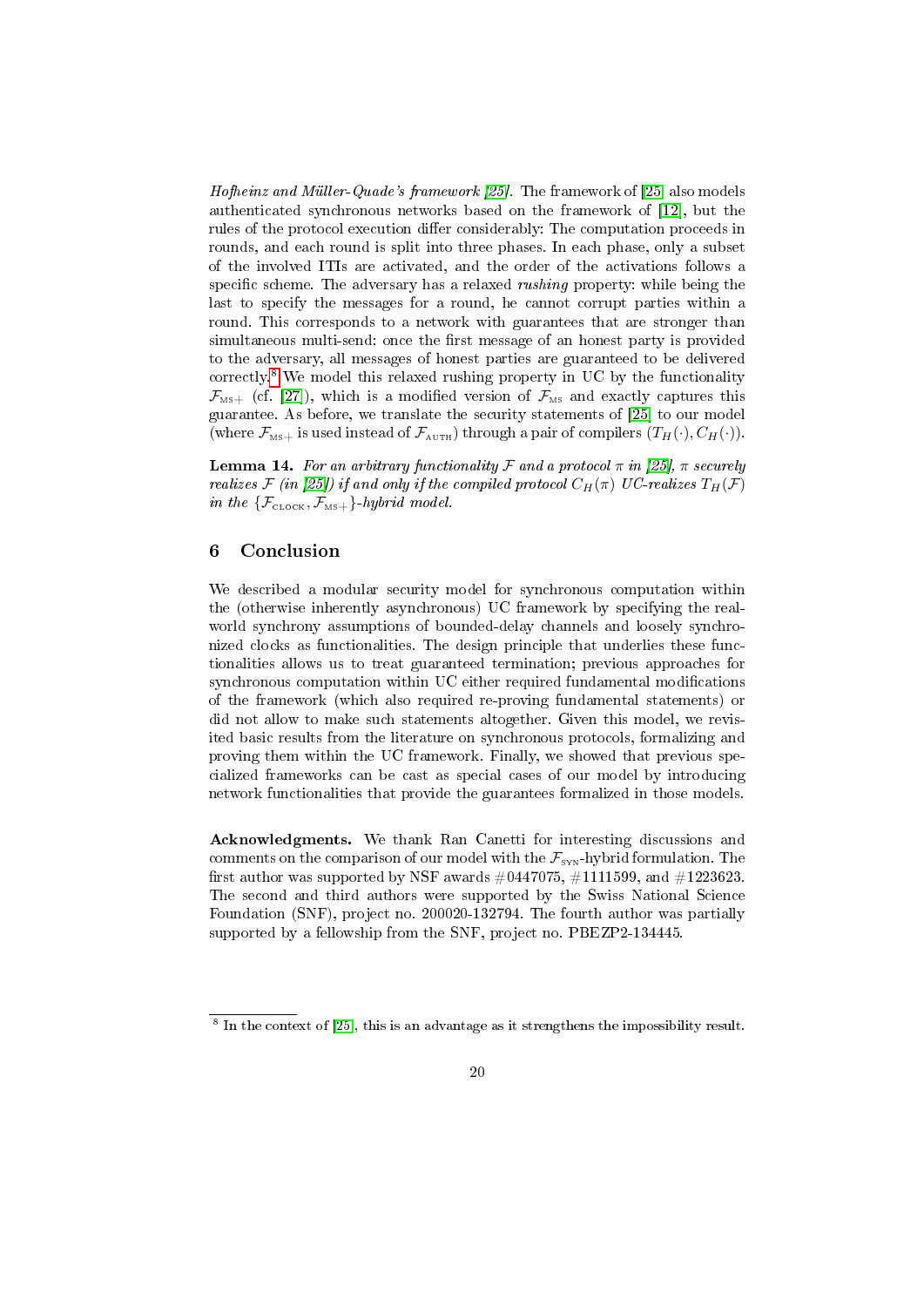*Hofheinz and Müller-Quade's framework [25].* The framework of [25] also models authenticated synchronous networks based on the framework of [12], but the rules of the protocol execution differ considerably: The computation proceeds in rounds, and each round is split into three phases. In each phase, only a subset of the involved ITIs are activated, and the order of the activations follows a specific scheme. The adversary has a relaxed *rushing* property: while being the last to specify the messages for a round, he cannot corrupt parties within a round. This corresponds to a network with guarantees that are stronger than simultaneous multi-send: once the first message of an honest party is provided to the adversary, all messages of honest parties are guaranteed to be delivered correctly.[8] We model this relaxed rushing property in UC by the functionality $\mathcal{F}_{\text{MS+}}$ (cf. [27]), which is a modified version of $\mathcal{F}_{\text{MS}}$ and exactly captures this guarantee. As before, we translate the security statements of [25] to our model (where $\mathcal{F}_{\text{MS+}}$ is used instead of $\mathcal{F}_{\text{AUTH}}$) through a pair of compilers $(T_H(\cdot), C_H(\cdot))$.

**Lemma 14.** *For an arbitrary functionality $\mathcal{F}$ and a protocol $\pi$ in [25], $\pi$ securely realizes $\mathcal{F}$ (in [25]) if and only if the compiled protocol $C_H(\pi)$ UC-realizes $T_H(\mathcal{F})$ in the $\{\mathcal{F}_{\text{CLOCK}}, \mathcal{F}_{\text{MS+}}\}$-hybrid model.*

## 6 Conclusion

We described a modular security model for synchronous computation within the (otherwise inherently asynchronous) UC framework by specifying the real-world synchrony assumptions of bounded-delay channels and loosely synchronized clocks as functionalities. The design principle that underlies these functionalities allows us to treat guaranteed termination; previous approaches for synchronous computation within UC either required fundamental modifications of the framework (which also required re-proving fundamental statements) or did not allow to make such statements altogether. Given this model, we revisited basic results from the literature on synchronous protocols, formalizing and proving them within the UC framework. Finally, we showed that previous specialized frameworks can be cast as special cases of our model by introducing network functionalities that provide the guarantees formalized in those models.

**Acknowledgments.** We thank Ran Canetti for interesting discussions and comments on the comparison of our model with the $\mathcal{F}_{\text{SYN}}$-hybrid formulation. The first author was supported by NSF awards #0447075, #1111599, and #1223623. The second and third authors were supported by the Swiss National Science Foundation (SNF), project no. 200020-132794. The fourth author was partially supported by a fellowship from the SNF, project no. PBEZP2-134445.

---

[8] In the context of [25], this is an advantage as it strengthens the impossibility result.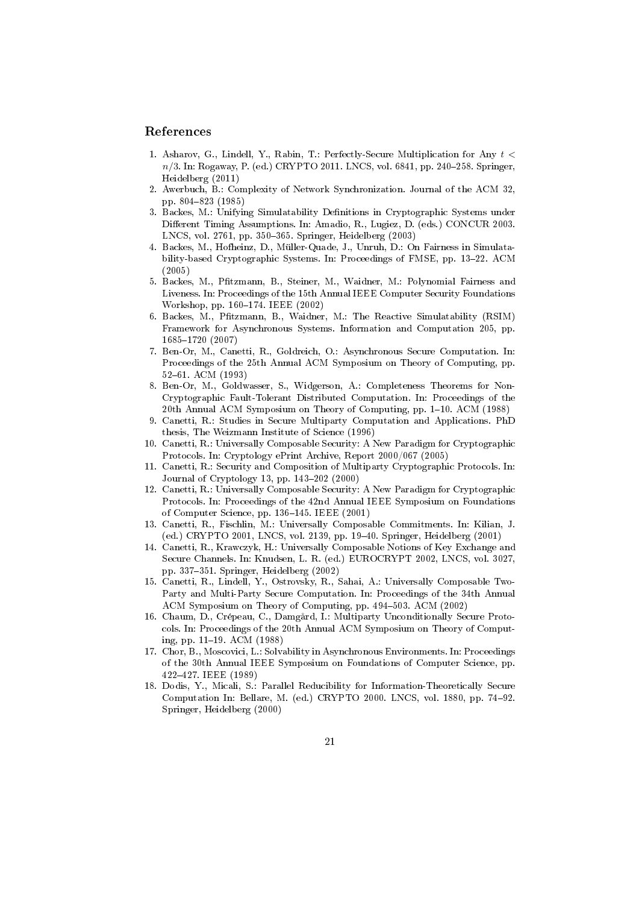## References

1. Asharov, G., Lindell, Y., Rabin, T.: Perfectly-Secure Multiplication for Any $t < n/3$. In: Rogaway, P. (ed.) CRYPTO 2011. LNCS, vol. 6841, pp. 240–258. Springer, Heidelberg (2011)
2. Awerbuch, B.: Complexity of Network Synchronization. Journal of the ACM 32, pp. 804–823 (1985)
3. Backes, M.: Unifying Simulatability Definitions in Cryptographic Systems under Different Timing Assumptions. In: Amadio, R., Lugiez, D. (eds.) CONCUR 2003. LNCS, vol. 2761, pp. 350–365. Springer, Heidelberg (2003)
4. Backes, M., Hofheinz, D., Müller-Quade, J., Unruh, D.: On Fairness in Simulatability-based Cryptographic Systems. In: Proceedings of FMSE, pp. 13–22. ACM (2005)
5. Backes, M., Pfitzmann, B., Steiner, M., Waidner, M.: Polynomial Fairness and Liveness. In: Proceedings of the 15th Annual IEEE Computer Security Foundations Workshop, pp. 160–174. IEEE (2002)
6. Backes, M., Pfitzmann, B., Waidner, M.: The Reactive Simulatability (RSIM) Framework for Asynchronous Systems. Information and Computation 205, pp. 1685–1720 (2007)
7. Ben-Or, M., Canetti, R., Goldreich, O.: Asynchronous Secure Computation. In: Proceedings of the 25th Annual ACM Symposium on Theory of Computing, pp. 52–61. ACM (1993)
8. Ben-Or, M., Goldwasser, S., Widgerson, A.: Completeness Theorems for Non-Cryptographic Fault-Tolerant Distributed Computation. In: Proceedings of the 20th Annual ACM Symposium on Theory of Computing, pp. 1–10. ACM (1988)
9. Canetti, R.: Studies in Secure Multiparty Computation and Applications. PhD thesis, The Weizmann Institute of Science (1996)
10. Canetti, R.: Universally Composable Security: A New Paradigm for Cryptographic Protocols. In: Cryptology ePrint Archive, Report 2000/067 (2005)
11. Canetti, R.: Security and Composition of Multiparty Cryptographic Protocols. In: Journal of Cryptology 13, pp. 143–202 (2000)
12. Canetti, R.: Universally Composable Security: A New Paradigm for Cryptographic Protocols. In: Proceedings of the 42nd Annual IEEE Symposium on Foundations of Computer Science, pp. 136–145. IEEE (2001)
13. Canetti, R., Fischlin, M.: Universally Composable Commitments. In: Kilian, J. (ed.) CRYPTO 2001, LNCS, vol. 2139, pp. 19–40. Springer, Heidelberg (2001)
14. Canetti, R., Krawczyk, H.: Universally Composable Notions of Key Exchange and Secure Channels. In: Knudsen, L. R. (ed.) EUROCRYPT 2002, LNCS, vol. 3027, pp. 337–351. Springer, Heidelberg (2002)
15. Canetti, R., Lindell, Y., Ostrovsky, R., Sahai, A.: Universally Composable Two-Party and Multi-Party Secure Computation. In: Proceedings of the 34th Annual ACM Symposium on Theory of Computing, pp. 494–503. ACM (2002)
16. Chaum, D., Crépeau, C., Damgård, I.: Multiparty Unconditionally Secure Protocols. In: Proceedings of the 20th Annual ACM Symposium on Theory of Computing, pp. 11–19. ACM (1988)
17. Chor, B., Moscovici, L.: Solvability in Asynchronous Environments. In: Proceedings of the 30th Annual IEEE Symposium on Foundations of Computer Science, pp. 422–427. IEEE (1989)
18. Dodis, Y., Micali, S.: Parallel Reducibility for Information-Theoretically Secure Computation In: Bellare, M. (ed.) CRYPTO 2000. LNCS, vol. 1880, pp. 74–92. Springer, Heidelberg (2000)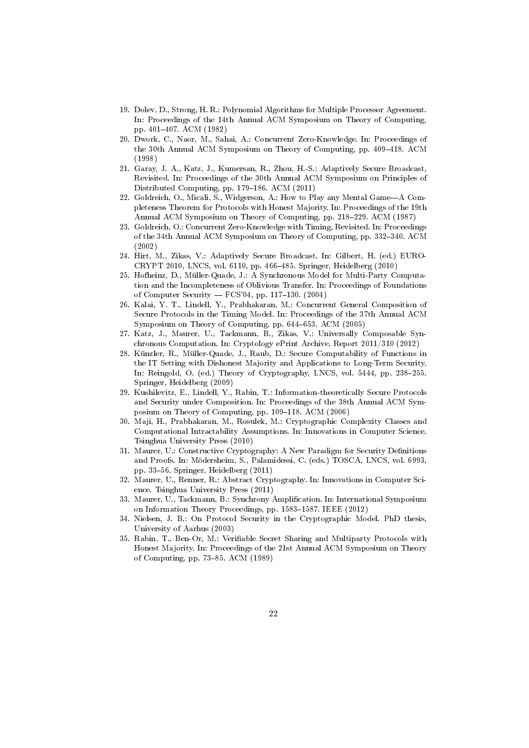19. Dolev, D., Strong, H. R.: Polynomial Algorithms for Multiple Processor Agreement. In: Proceedings of the 14th Annual ACM Symposium on Theory of Computing, pp. 401–407. ACM (1982)
20. Dwork, C., Naor, M., Sahai, A.: Concurrent Zero-Knowledge. In: Proceedings of the 30th Annual ACM Symposium on Theory of Computing, pp. 409–418. ACM (1998)
21. Garay, J. A., Katz, J., Kumersan, R., Zhou, H.-S.: Adaptively Secure Broadcast, Revisited. In: Proceedings of the 30th Annual ACM Symposium on Principles of Distributed Computing, pp. 179–186. ACM (2011)
22. Goldreich, O., Micali, S., Widgerson, A.: How to Play any Mental Game—A Completeness Theorem for Protocols with Honest Majority. In: Proceedings of the 19th Annual ACM Symposium on Theory of Computing, pp. 218–229. ACM (1987)
23. Goldreich, O.: Concurrent Zero-Knowledge with Timing, Revisited. In: Proceedings of the 34th Annual ACM Symposium on Theory of Computing, pp. 332–340. ACM (2002)
24. Hirt, M., Zikas, V.: Adaptively Secure Broadcast. In: Gilbert, H. (ed.) EUROCRYPT 2010, LNCS, vol. 6110, pp. 466–485. Springer, Heidelberg (2010)
25. Hofheinz, D., Müller-Quade, J.: A Synchronous Model for Multi-Party Computation and the Incompleteness of Oblivious Transfer. In: Proceedings of Foundations of Computer Security — FCS'04, pp. 117–130. (2004)
26. Kalai, Y. T., Lindell, Y., Prabhakaran, M.: Concurrent General Composition of Secure Protocols in the Timing Model. In: Proceedings of the 37th Annual ACM Symposium on Theory of Computing, pp. 644–653. ACM (2005)
27. Katz, J., Maurer, U., Tackmann, B., Zikas, V.: Universally Composable Synchronous Computation. In: Cryptology ePrint Archive, Report 2011/310 (2012)
28. Künzler, R., Müller-Quade, J., Raub, D.: Secure Computability of Functions in the IT Setting with Dishonest Majority and Applications to Long-Term Security. In: Reingold, O. (ed.) Theory of Cryptography, LNCS, vol. 5444, pp. 238–255. Springer, Heidelberg (2009)
29. Kushilevitz, E., Lindell, Y., Rabin, T.: Information-theoretically Secure Protocols and Security under Composition. In: Proceedings of the 38th Annual ACM Symposium on Theory of Computing, pp. 109–118. ACM (2006)
30. Maji, H., Prabhakaran, M., Rosulek, M.: Cryptographic Complexity Classes and Computational Intractability Assumptions. In: Innovations in Computer Science. Tsinghua University Press (2010)
31. Maurer, U.: Constructive Cryptography: A New Paradigm for Security Definitions and Proofs. In: Mödersheim, S., Palamidessi, C. (eds.) TOSCA, LNCS, vol. 6993, pp. 33–56. Springer, Heidelberg (2011)
32. Maurer, U., Renner, R.: Abstract Cryptography. In: Innovations in Computer Science. Tsinghua University Press (2011)
33. Maurer, U., Tackmann, B.: Synchrony Amplification. In: International Symposium on Information Theory Proceedings, pp. 1583–1587. IEEE (2012)
34. Nielsen, J. B.: On Protocol Security in the Cryptographic Model. PhD thesis, University of Aarhus (2003)
35. Rabin, T., Ben-Or, M.: Verifiable Secret Sharing and Multiparty Protocols with Honest Majority. In: Proceedings of the 21st Annual ACM Symposium on Theory of Computing, pp. 73–85. ACM (1989)